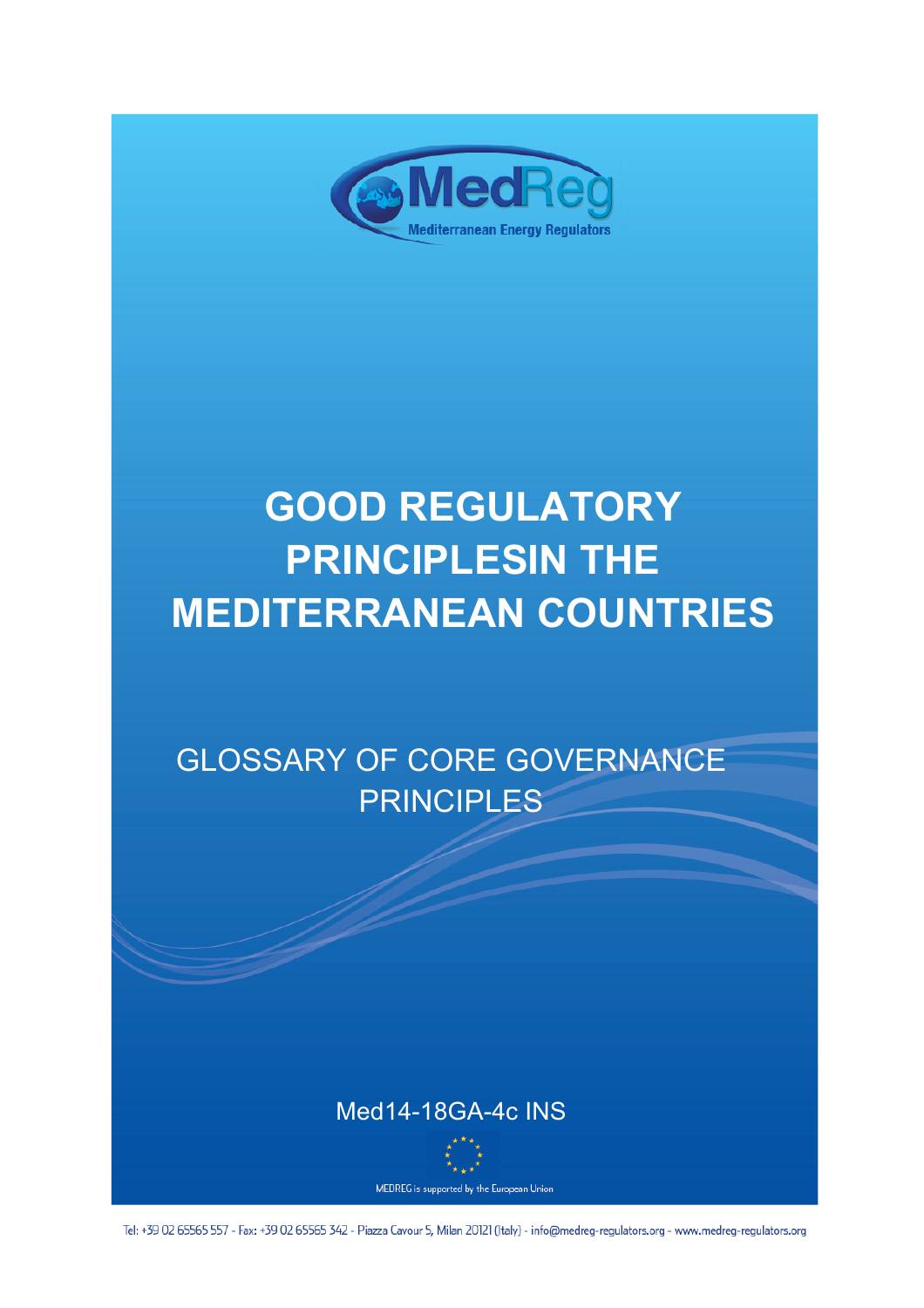MedReg

Mediterranean Energy Regulators

# GOOD REGULATORY PRINCIPLESIN THE MEDITERRANEAN COUNTRIES

## GLOSSARY OF CORE GOVERNANCE PRINCIPLES

Med14-18GA-4c INS

MEDREG is supported by the European Union

Tel: +39 02 65565 557 - Fax: +39 02 65565 342 - Piazza Cavour 5, Milan 20121 (Italy) - info@medreg-regulators.org - www.medreg-regulators.org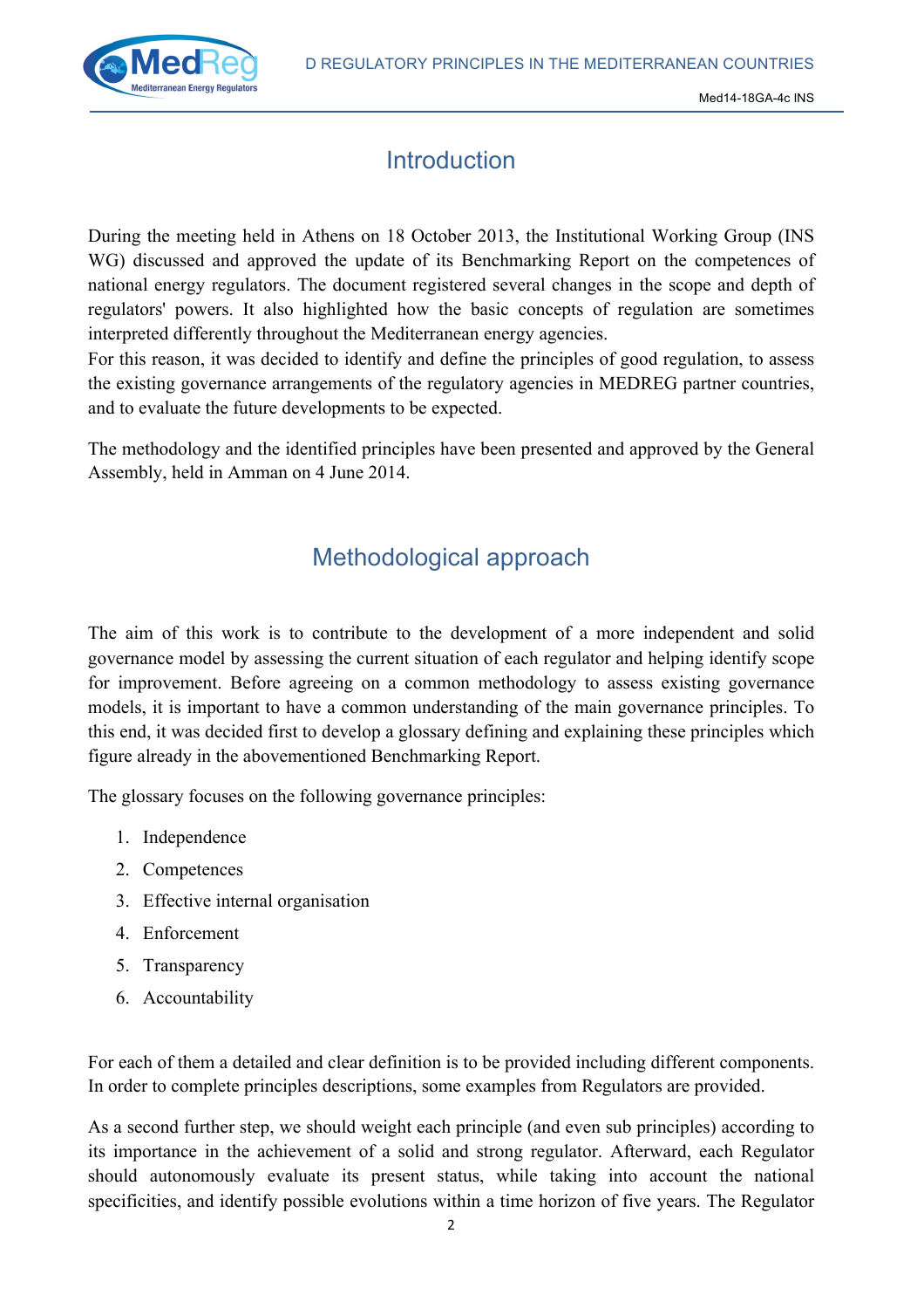## Introduction

During the meeting held in Athens on 18 October 2013, the Institutional Working Group (INS WG) discussed and approved the update of its Benchmarking Report on the competences of national energy regulators. The document registered several changes in the scope and depth of regulators' powers. It also highlighted how the basic concepts of regulation are sometimes interpreted differently throughout the Mediterranean energy agencies.
For this reason, it was decided to identify and define the principles of good regulation, to assess the existing governance arrangements of the regulatory agencies in MEDREG partner countries, and to evaluate the future developments to be expected.

The methodology and the identified principles have been presented and approved by the General Assembly, held in Amman on 4 June 2014.

## Methodological approach

The aim of this work is to contribute to the development of a more independent and solid governance model by assessing the current situation of each regulator and helping identify scope for improvement. Before agreeing on a common methodology to assess existing governance models, it is important to have a common understanding of the main governance principles. To this end, it was decided first to develop a glossary defining and explaining these principles which figure already in the abovementioned Benchmarking Report.

The glossary focuses on the following governance principles:

1. Independence
2. Competences
3. Effective internal organisation
4. Enforcement
5. Transparency
6. Accountability

For each of them a detailed and clear definition is to be provided including different components. In order to complete principles descriptions, some examples from Regulators are provided.

As a second further step, we should weight each principle (and even sub principles) according to its importance in the achievement of a solid and strong regulator. Afterward, each Regulator should autonomously evaluate its present status, while taking into account the national specificities, and identify possible evolutions within a time horizon of five years. The Regulator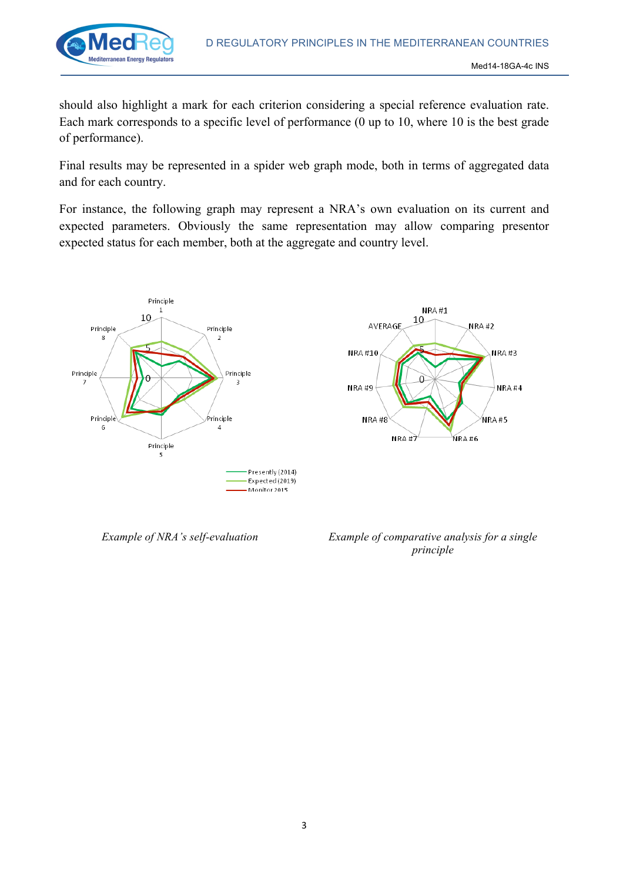should also highlight a mark for each criterion considering a special reference evaluation rate. Each mark corresponds to a specific level of performance (0 up to 10, where 10 is the best grade of performance).

Final results may be represented in a spider web graph mode, both in terms of aggregated data and for each country.

For instance, the following graph may represent a NRA's own evaluation on its current and expected parameters. Obviously the same representation may allow comparing presentor expected status for each member, both at the aggregate and country level.

*Example of NRA's self-evaluation*

*Example of comparative analysis for a single principle*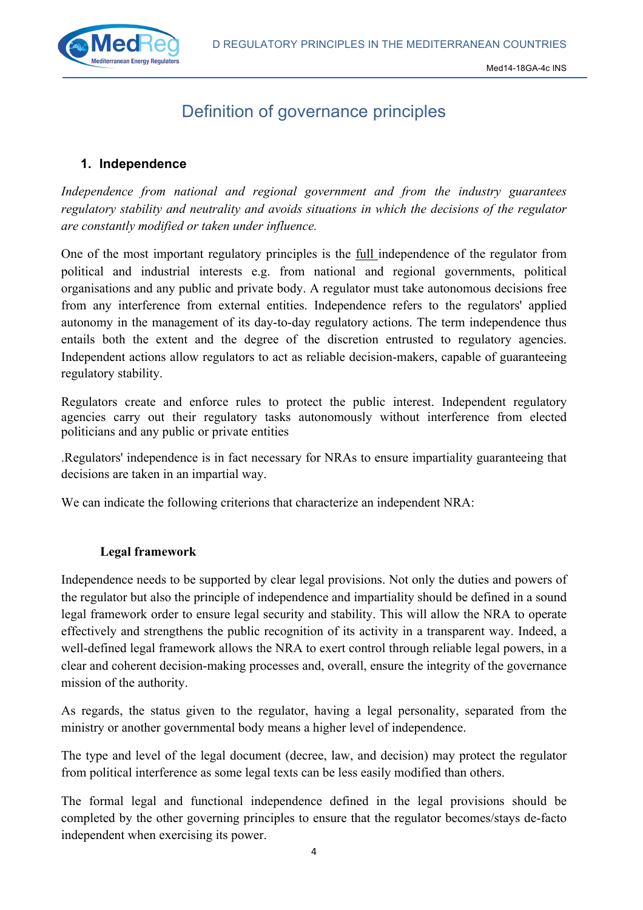# Definition of governance principles

## 1. Independence

*Independence from national and regional government and from the industry guarantees regulatory stability and neutrality and avoids situations in which the decisions of the regulator are constantly modified or taken under influence.*

One of the most important regulatory principles is the full independence of the regulator from political and industrial interests e.g. from national and regional governments, political organisations and any public and private body. A regulator must take autonomous decisions free from any interference from external entities. Independence refers to the regulators' applied autonomy in the management of its day-to-day regulatory actions. The term independence thus entails both the extent and the degree of the discretion entrusted to regulatory agencies. Independent actions allow regulators to act as reliable decision-makers, capable of guaranteeing regulatory stability.

Regulators create and enforce rules to protect the public interest. Independent regulatory agencies carry out their regulatory tasks autonomously without interference from elected politicians and any public or private entities

.Regulators' independence is in fact necessary for NRAs to ensure impartiality guaranteeing that decisions are taken in an impartial way.

We can indicate the following criterions that characterize an independent NRA:

**Legal framework**

Independence needs to be supported by clear legal provisions. Not only the duties and powers of the regulator but also the principle of independence and impartiality should be defined in a sound legal framework order to ensure legal security and stability. This will allow the NRA to operate effectively and strengthens the public recognition of its activity in a transparent way. Indeed, a well-defined legal framework allows the NRA to exert control through reliable legal powers, in a clear and coherent decision-making processes and, overall, ensure the integrity of the governance mission of the authority.

As regards, the status given to the regulator, having a legal personality, separated from the ministry or another governmental body means a higher level of independence.

The type and level of the legal document (decree, law, and decision) may protect the regulator from political interference as some legal texts can be less easily modified than others.

The formal legal and functional independence defined in the legal provisions should be completed by the other governing principles to ensure that the regulator becomes/stays de-facto independent when exercising its power.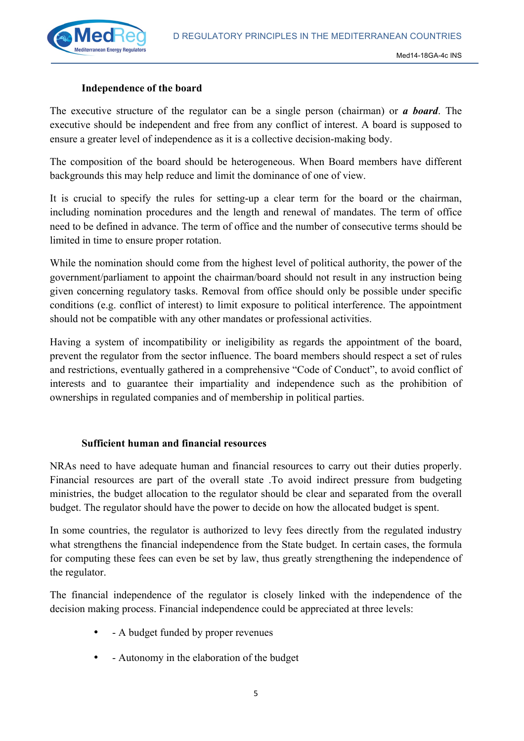### Independence of the board

The executive structure of the regulator can be a single person (chairman) or ***a board***. The executive should be independent and free from any conflict of interest. A board is supposed to ensure a greater level of independence as it is a collective decision-making body.

The composition of the board should be heterogeneous. When Board members have different backgrounds this may help reduce and limit the dominance of one of view.

It is crucial to specify the rules for setting-up a clear term for the board or the chairman, including nomination procedures and the length and renewal of mandates. The term of office need to be defined in advance. The term of office and the number of consecutive terms should be limited in time to ensure proper rotation.

While the nomination should come from the highest level of political authority, the power of the government/parliament to appoint the chairman/board should not result in any instruction being given concerning regulatory tasks. Removal from office should only be possible under specific conditions (e.g. conflict of interest) to limit exposure to political interference. The appointment should not be compatible with any other mandates or professional activities.

Having a system of incompatibility or ineligibility as regards the appointment of the board, prevent the regulator from the sector influence. The board members should respect a set of rules and restrictions, eventually gathered in a comprehensive "Code of Conduct", to avoid conflict of interests and to guarantee their impartiality and independence such as the prohibition of ownerships in regulated companies and of membership in political parties.

### Sufficient human and financial resources

NRAs need to have adequate human and financial resources to carry out their duties properly. Financial resources are part of the overall state .To avoid indirect pressure from budgeting ministries, the budget allocation to the regulator should be clear and separated from the overall budget. The regulator should have the power to decide on how the allocated budget is spent.

In some countries, the regulator is authorized to levy fees directly from the regulated industry what strengthens the financial independence from the State budget. In certain cases, the formula for computing these fees can even be set by law, thus greatly strengthening the independence of the regulator.

The financial independence of the regulator is closely linked with the independence of the decision making process. Financial independence could be appreciated at three levels:

- - A budget funded by proper revenues
- - Autonomy in the elaboration of the budget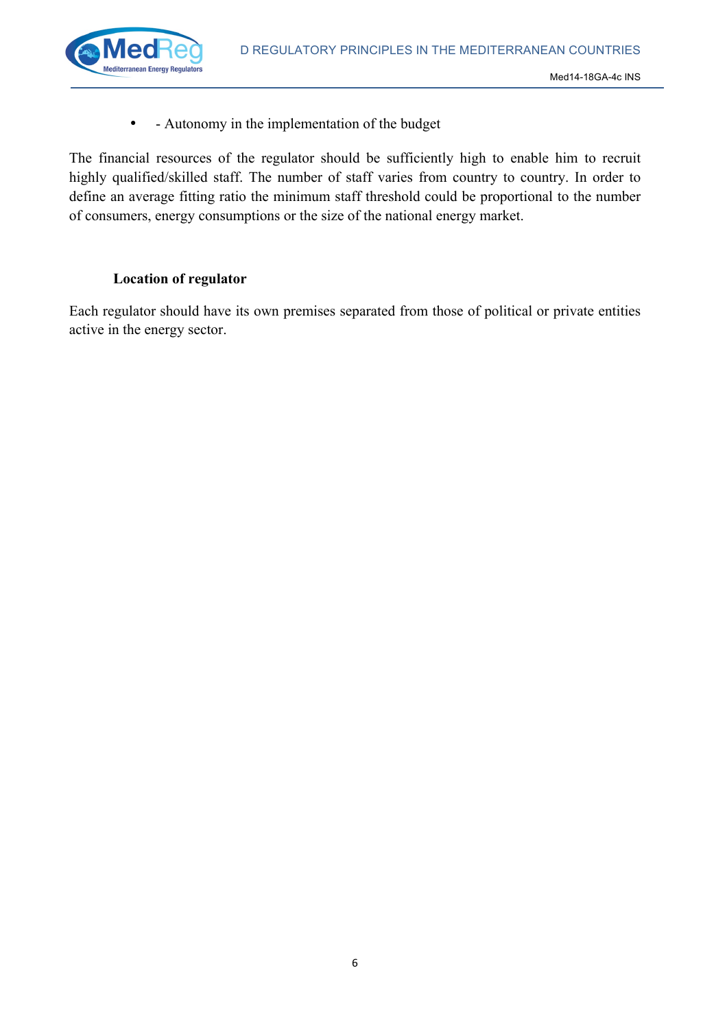- - Autonomy in the implementation of the budget

The financial resources of the regulator should be sufficiently high to enable him to recruit highly qualified/skilled staff. The number of staff varies from country to country. In order to define an average fitting ratio the minimum staff threshold could be proportional to the number of consumers, energy consumptions or the size of the national energy market.

### Location of regulator

Each regulator should have its own premises separated from those of political or private entities active in the energy sector.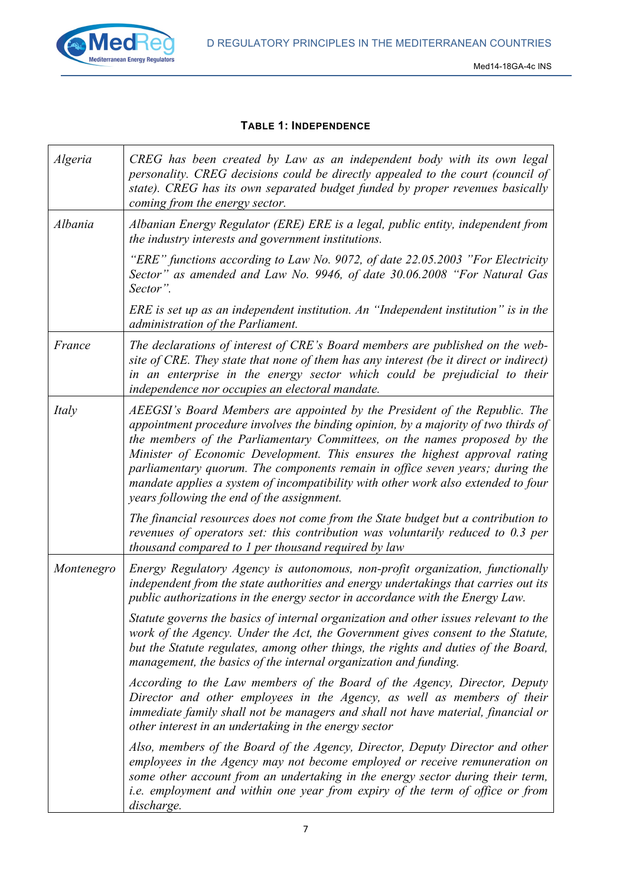**TABLE 1: INDEPENDENCE**

| | |
|---|---|
| *Algeria* | *CREG has been created by Law as an independent body with its own legal personality. CREG decisions could be directly appealed to the court (council of state). CREG has its own separated budget funded by proper revenues basically coming from the energy sector.* |
| *Albania* | *Albanian Energy Regulator (ERE) ERE is a legal, public entity, independent from the industry interests and government institutions.*<br><br>*"ERE" functions according to Law No. 9072, of date 22.05.2003 "For Electricity Sector" as amended and Law No. 9946, of date 30.06.2008 "For Natural Gas Sector".*<br><br>*ERE is set up as an independent institution. An "Independent institution" is in the administration of the Parliament.* |
| *France* | *The declarations of interest of CRE's Board members are published on the web-site of CRE. They state that none of them has any interest (be it direct or indirect) in an enterprise in the energy sector which could be prejudicial to their independence nor occupies an electoral mandate.* |
| *Italy* | *AEEGSI's Board Members are appointed by the President of the Republic. The appointment procedure involves the binding opinion, by a majority of two thirds of the members of the Parliamentary Committees, on the names proposed by the Minister of Economic Development. This ensures the highest approval rating parliamentary quorum. The components remain in office seven years; during the mandate applies a system of incompatibility with other work also extended to four years following the end of the assignment.*<br><br>*The financial resources does not come from the State budget but a contribution to revenues of operators set: this contribution was voluntarily reduced to 0.3 per thousand compared to 1 per thousand required by law* |
| *Montenegro* | *Energy Regulatory Agency is autonomous, non-profit organization, functionally independent from the state authorities and energy undertakings that carries out its public authorizations in the energy sector in accordance with the Energy Law.*<br><br>*Statute governs the basics of internal organization and other issues relevant to the work of the Agency. Under the Act, the Government gives consent to the Statute, but the Statute regulates, among other things, the rights and duties of the Board, management, the basics of the internal organization and funding.*<br><br>*According to the Law members of the Board of the Agency, Director, Deputy Director and other employees in the Agency, as well as members of their immediate family shall not be managers and shall not have material, financial or other interest in an undertaking in the energy sector*<br><br>*Also, members of the Board of the Agency, Director, Deputy Director and other employees in the Agency may not become employed or receive remuneration on some other account from an undertaking in the energy sector during their term, i.e. employment and within one year from expiry of the term of office or from discharge.* |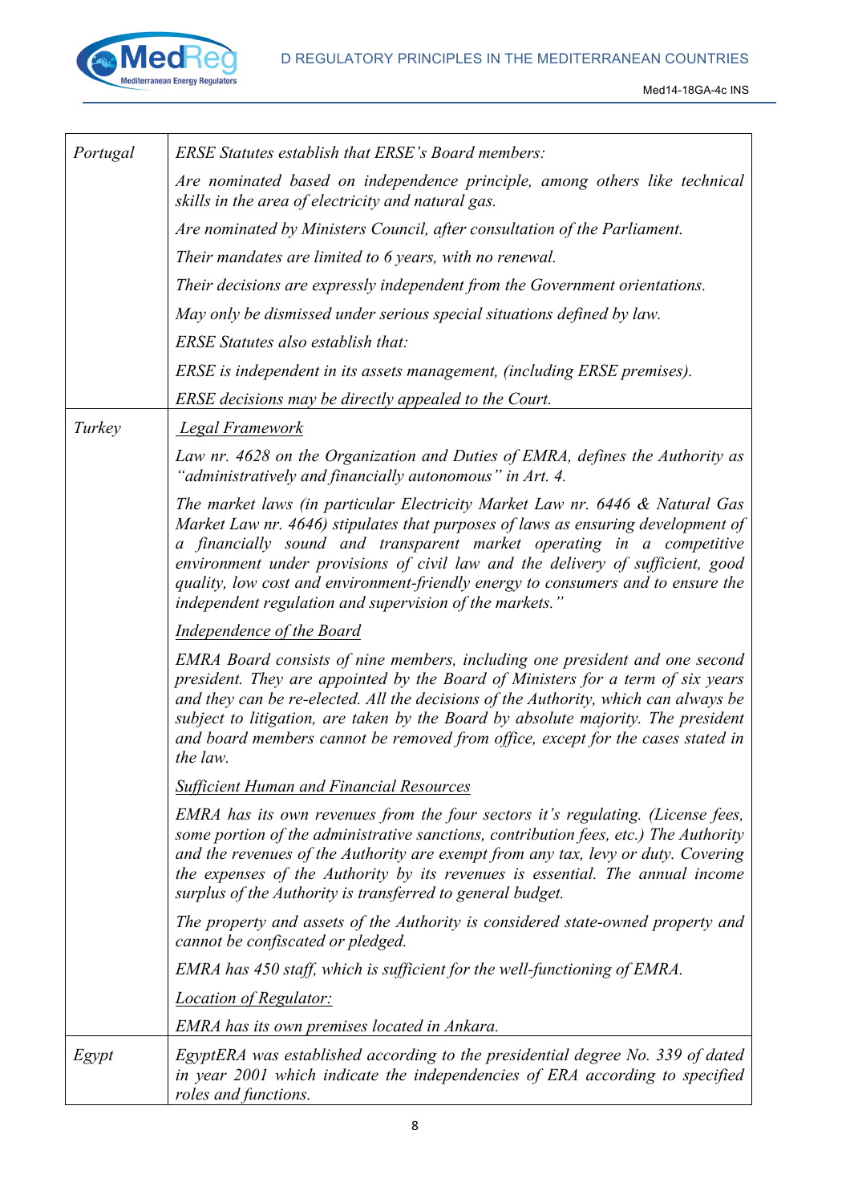| | |
|---|---|
| *Portugal* | *ERSE Statutes establish that ERSE's Board members:*<br>*Are nominated based on independence principle, among others like technical skills in the area of electricity and natural gas.*<br>*Are nominated by Ministers Council, after consultation of the Parliament.*<br>*Their mandates are limited to 6 years, with no renewal.*<br>*Their decisions are expressly independent from the Government orientations.*<br>*May only be dismissed under serious special situations defined by law.*<br>*ERSE Statutes also establish that:*<br>*ERSE is independent in its assets management, (including ERSE premises).*<br>*ERSE decisions may be directly appealed to the Court.* |
| *Turkey* | <u>*Legal Framework*</u><br>*Law nr. 4628 on the Organization and Duties of EMRA, defines the Authority as "administratively and financially autonomous" in Art. 4.*<br>*The market laws (in particular Electricity Market Law nr. 6446 & Natural Gas Market Law nr. 4646) stipulates that purposes of laws as ensuring development of a financially sound and transparent market operating in a competitive environment under provisions of civil law and the delivery of sufficient, good quality, low cost and environment-friendly energy to consumers and to ensure the independent regulation and supervision of the markets."*<br><u>*Independence of the Board*</u><br>*EMRA Board consists of nine members, including one president and one second president. They are appointed by the Board of Ministers for a term of six years and they can be re-elected. All the decisions of the Authority, which can always be subject to litigation, are taken by the Board by absolute majority. The president and board members cannot be removed from office, except for the cases stated in the law.*<br><u>*Sufficient Human and Financial Resources*</u><br>*EMRA has its own revenues from the four sectors it's regulating. (License fees, some portion of the administrative sanctions, contribution fees, etc.) The Authority and the revenues of the Authority are exempt from any tax, levy or duty. Covering the expenses of the Authority by its revenues is essential. The annual income surplus of the Authority is transferred to general budget.*<br>*The property and assets of the Authority is considered state-owned property and cannot be confiscated or pledged.*<br>*EMRA has 450 staff, which is sufficient for the well-functioning of EMRA.*<br><u>*Location of Regulator:*</u><br>*EMRA has its own premises located in Ankara.* |
| *Egypt* | *EgyptERA was established according to the presidential degree No. 339 of dated in year 2001 which indicate the independencies of ERA according to specified roles and functions.* |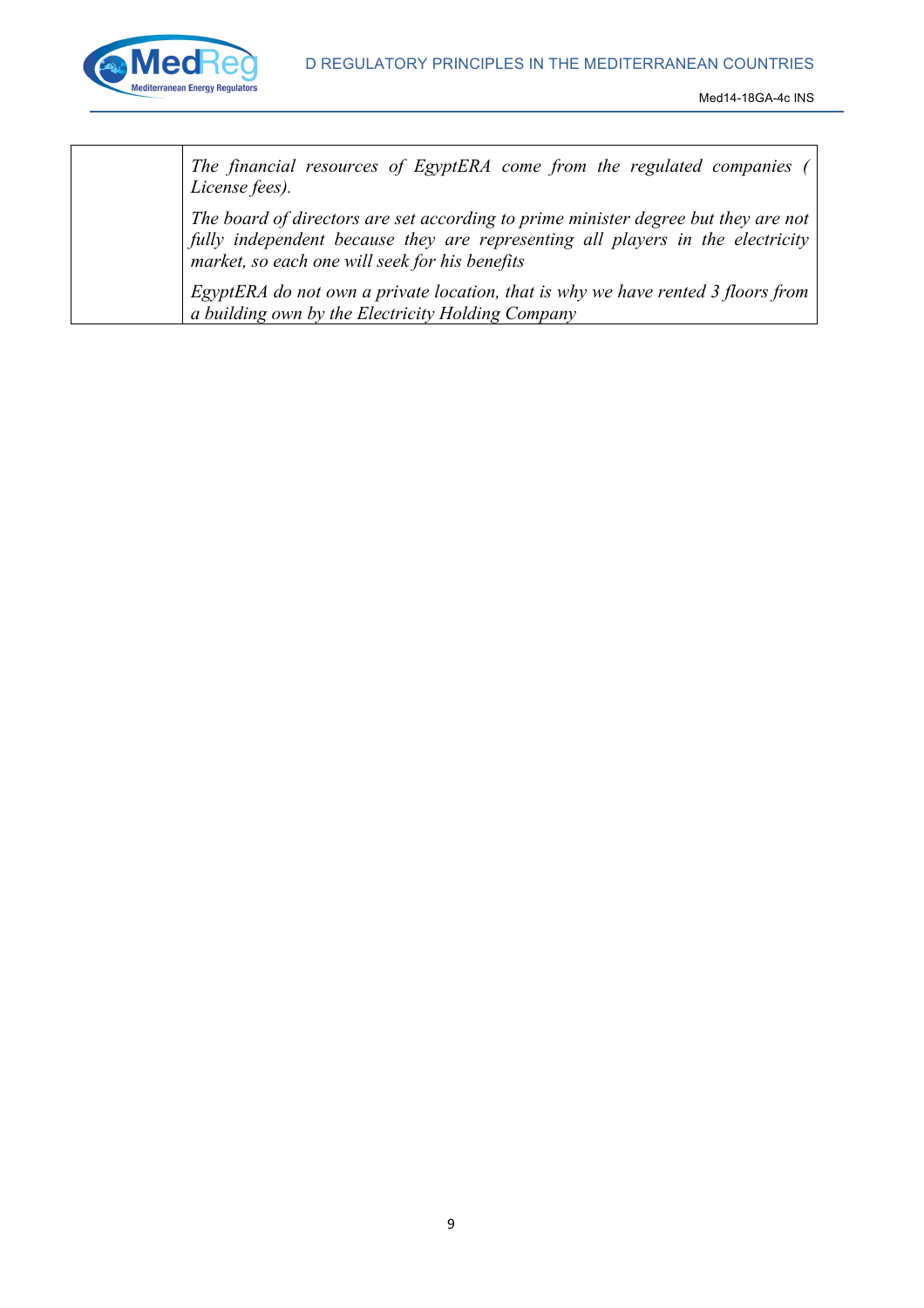|  |  |
| --- | --- |
|  | *The financial resources of EgyptERA come from the regulated companies ( License fees).*<br><br>*The board of directors are set according to prime minister degree but they are not fully independent because they are representing all players in the electricity market, so each one will seek for his benefits*<br><br>*EgyptERA do not own a private location, that is why we have rented 3 floors from a building own by the Electricity Holding Company* |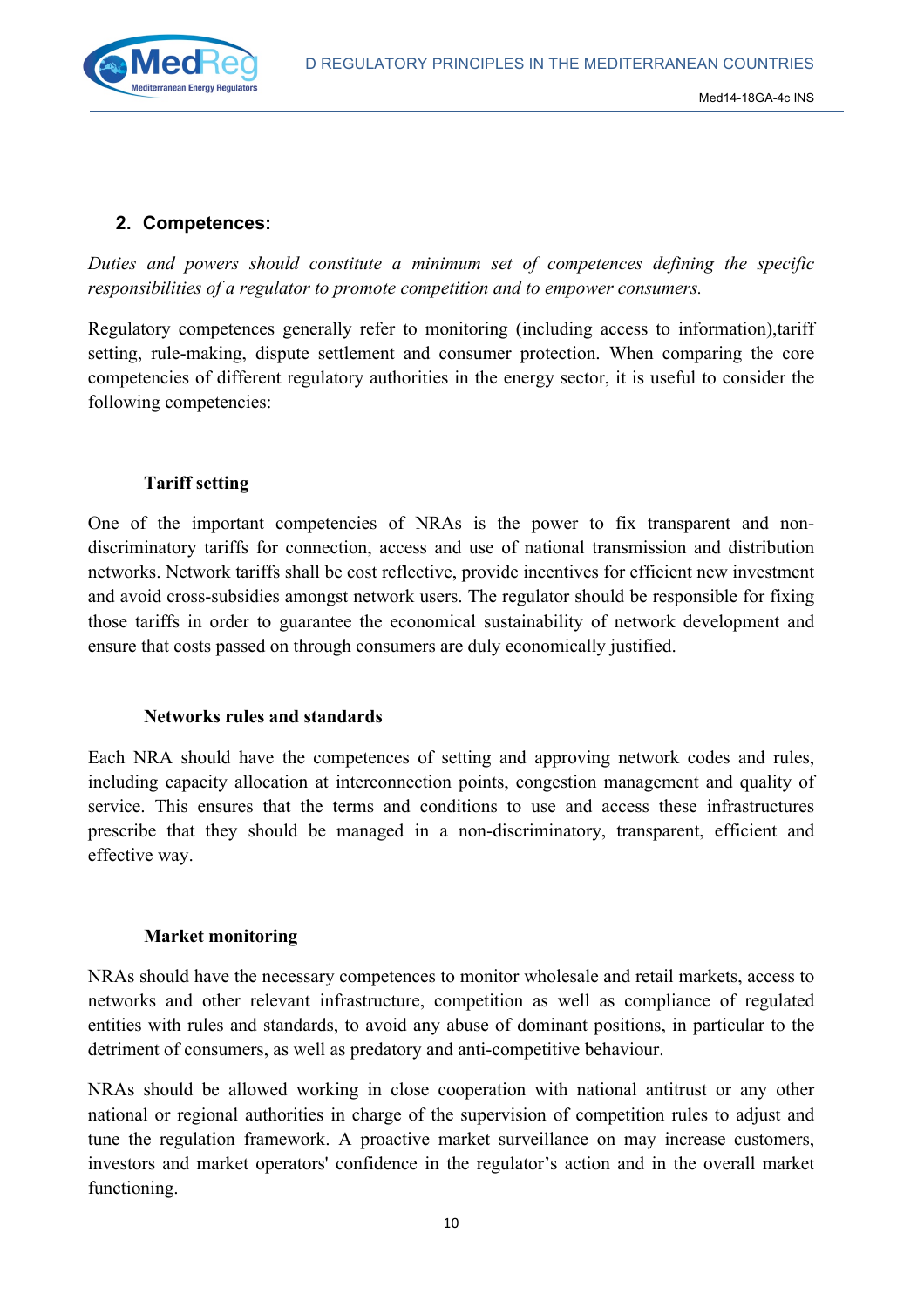## 2. Competences:

*Duties and powers should constitute a minimum set of competences defining the specific responsibilities of a regulator to promote competition and to empower consumers.*

Regulatory competences generally refer to monitoring (including access to information),tariff setting, rule-making, dispute settlement and consumer protection. When comparing the core competencies of different regulatory authorities in the energy sector, it is useful to consider the following competencies:

### Tariff setting

One of the important competencies of NRAs is the power to fix transparent and non-discriminatory tariffs for connection, access and use of national transmission and distribution networks. Network tariffs shall be cost reflective, provide incentives for efficient new investment and avoid cross-subsidies amongst network users. The regulator should be responsible for fixing those tariffs in order to guarantee the economical sustainability of network development and ensure that costs passed on through consumers are duly economically justified.

### Networks rules and standards

Each NRA should have the competences of setting and approving network codes and rules, including capacity allocation at interconnection points, congestion management and quality of service. This ensures that the terms and conditions to use and access these infrastructures prescribe that they should be managed in a non-discriminatory, transparent, efficient and effective way.

### Market monitoring

NRAs should have the necessary competences to monitor wholesale and retail markets, access to networks and other relevant infrastructure, competition as well as compliance of regulated entities with rules and standards, to avoid any abuse of dominant positions, in particular to the detriment of consumers, as well as predatory and anti-competitive behaviour.

NRAs should be allowed working in close cooperation with national antitrust or any other national or regional authorities in charge of the supervision of competition rules to adjust and tune the regulation framework. A proactive market surveillance on may increase customers, investors and market operators' confidence in the regulator's action and in the overall market functioning.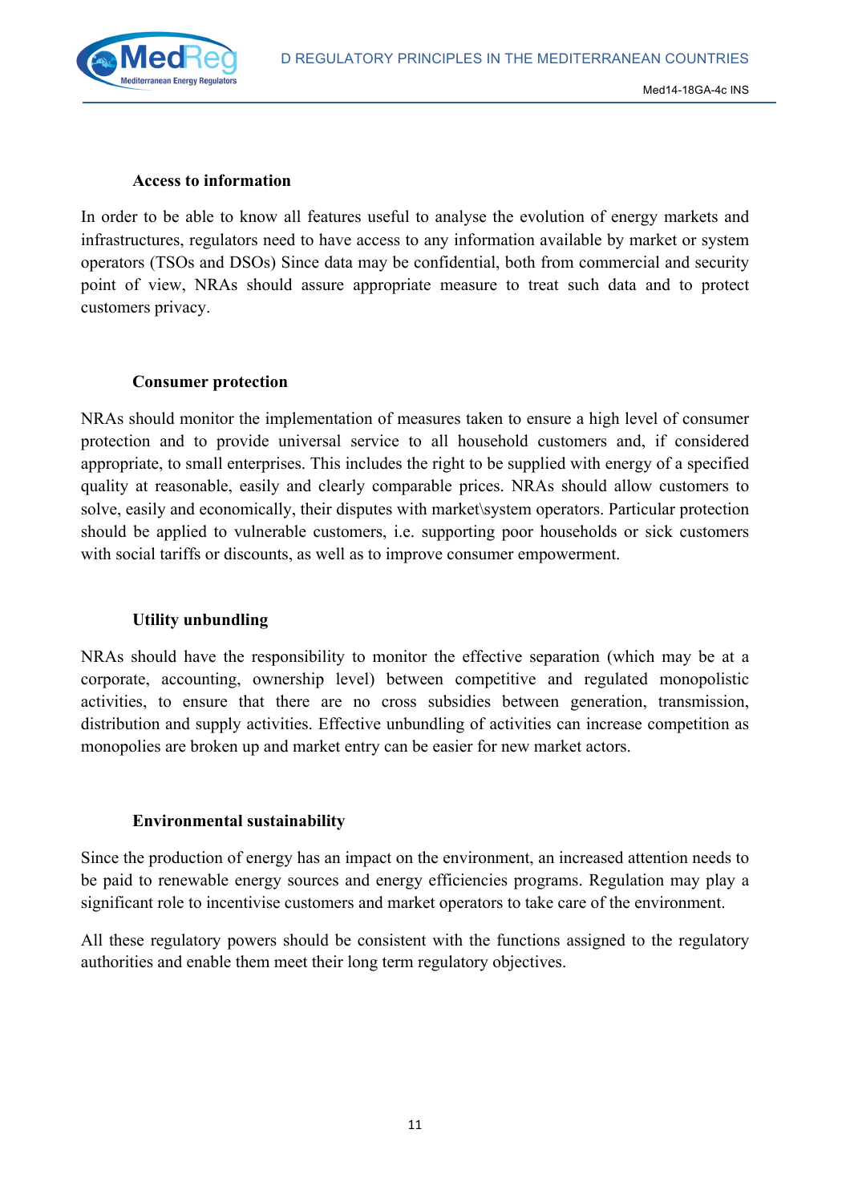**Access to information**

In order to be able to know all features useful to analyse the evolution of energy markets and infrastructures, regulators need to have access to any information available by market or system operators (TSOs and DSOs) Since data may be confidential, both from commercial and security point of view, NRAs should assure appropriate measure to treat such data and to protect customers privacy.

**Consumer protection**

NRAs should monitor the implementation of measures taken to ensure a high level of consumer protection and to provide universal service to all household customers and, if considered appropriate, to small enterprises. This includes the right to be supplied with energy of a specified quality at reasonable, easily and clearly comparable prices. NRAs should allow customers to solve, easily and economically, their disputes with market\system operators. Particular protection should be applied to vulnerable customers, i.e. supporting poor households or sick customers with social tariffs or discounts, as well as to improve consumer empowerment.

**Utility unbundling**

NRAs should have the responsibility to monitor the effective separation (which may be at a corporate, accounting, ownership level) between competitive and regulated monopolistic activities, to ensure that there are no cross subsidies between generation, transmission, distribution and supply activities. Effective unbundling of activities can increase competition as monopolies are broken up and market entry can be easier for new market actors.

**Environmental sustainability**

Since the production of energy has an impact on the environment, an increased attention needs to be paid to renewable energy sources and energy efficiencies programs. Regulation may play a significant role to incentivise customers and market operators to take care of the environment.

All these regulatory powers should be consistent with the functions assigned to the regulatory authorities and enable them meet their long term regulatory objectives.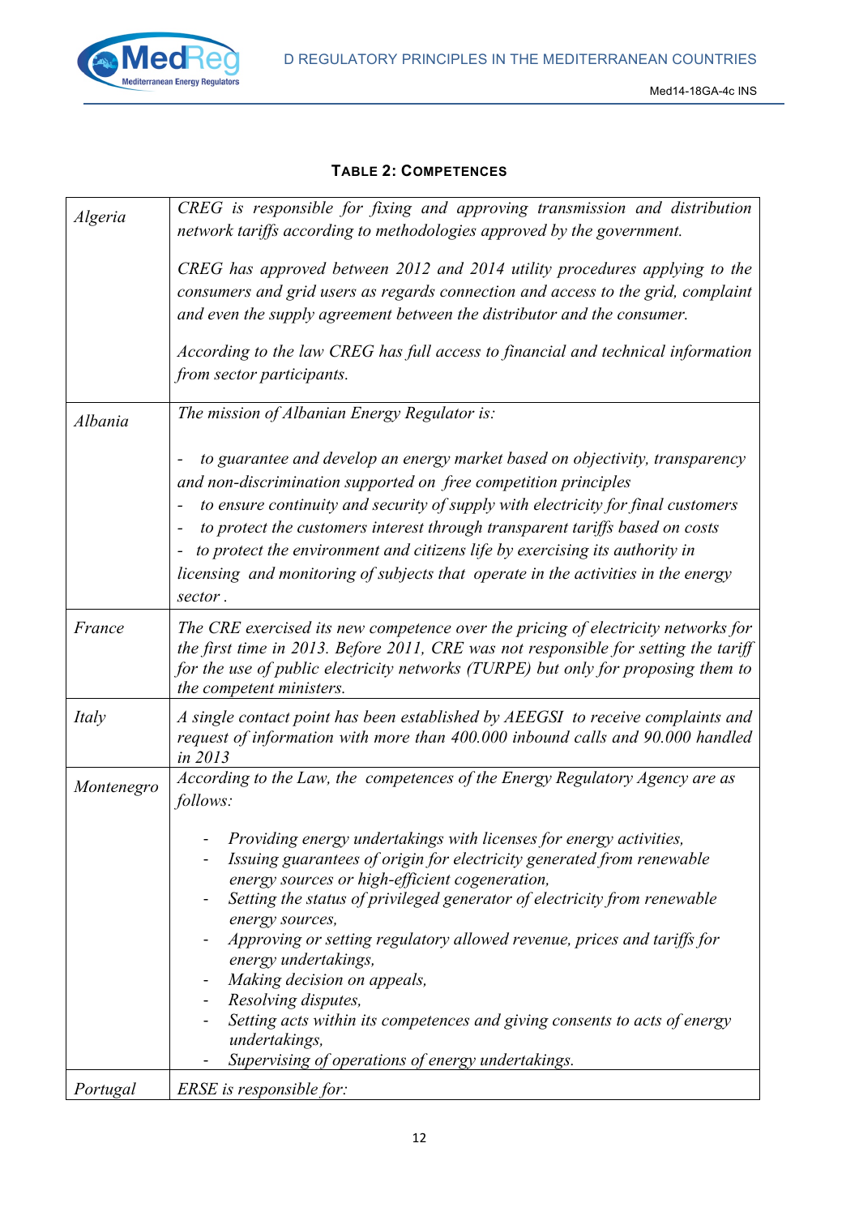**TABLE 2: COMPETENCES**

| | |
|---|---|
| *Algeria* | *CREG is responsible for fixing and approving transmission and distribution network tariffs according to methodologies approved by the government.*<br><br>*CREG has approved between 2012 and 2014 utility procedures applying to the consumers and grid users as regards connection and access to the grid, complaint and even the supply agreement between the distributor and the consumer.*<br><br>*According to the law CREG has full access to financial and technical information from sector participants.* |
| *Albania* | *The mission of Albanian Energy Regulator is:*<br><br>- *to guarantee and develop an energy market based on objectivity, transparency and non-discrimination supported on free competition principles*<br>- *to ensure continuity and security of supply with electricity for final customers*<br>- *to protect the customers interest through transparent tariffs based on costs*<br>- *to protect the environment and citizens life by exercising its authority in licensing and monitoring of subjects that operate in the activities in the energy sector .* |
| *France* | *The CRE exercised its new competence over the pricing of electricity networks for the first time in 2013. Before 2011, CRE was not responsible for setting the tariff for the use of public electricity networks (TURPE) but only for proposing them to the competent ministers.* |
| *Italy* | *A single contact point has been established by AEEGSI to receive complaints and request of information with more than 400.000 inbound calls and 90.000 handled in 2013* |
| *Montenegro* | *According to the Law, the competences of the Energy Regulatory Agency are as follows:*<br><br>- *Providing energy undertakings with licenses for energy activities,*<br>- *Issuing guarantees of origin for electricity generated from renewable energy sources or high-efficient cogeneration,*<br>- *Setting the status of privileged generator of electricity from renewable energy sources,*<br>- *Approving or setting regulatory allowed revenue, prices and tariffs for energy undertakings,*<br>- *Making decision on appeals,*<br>- *Resolving disputes,*<br>- *Setting acts within its competences and giving consents to acts of energy undertakings,*<br>- *Supervising of operations of energy undertakings.* |
| *Portugal* | *ERSE is responsible for:* |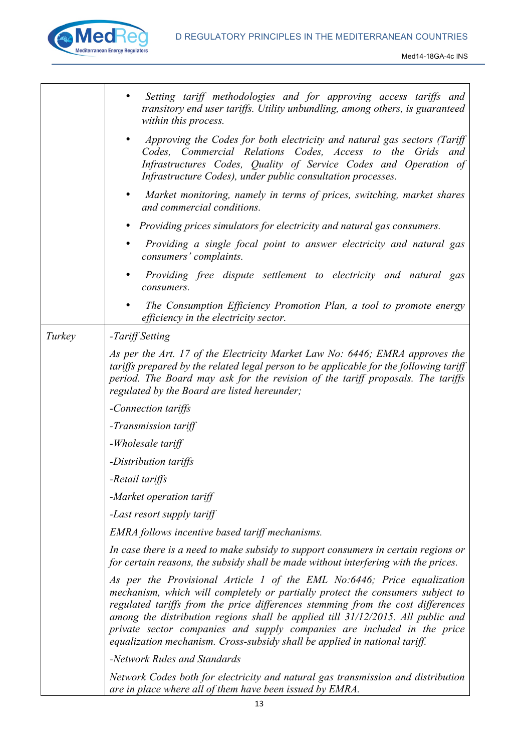|  |  |
|---|---|
|  | • *Setting tariff methodologies and for approving access tariffs and transitory end user tariffs. Utility unbundling, among others, is guaranteed within this process.*<br><br>• *Approving the Codes for both electricity and natural gas sectors (Tariff Codes, Commercial Relations Codes, Access to the Grids and Infrastructures Codes, Quality of Service Codes and Operation of Infrastructure Codes), under public consultation processes.*<br><br>• *Market monitoring, namely in terms of prices, switching, market shares and commercial conditions.*<br><br>• *Providing prices simulators for electricity and natural gas consumers.*<br><br>• *Providing a single focal point to answer electricity and natural gas consumers' complaints.*<br><br>• *Providing free dispute settlement to electricity and natural gas consumers.*<br><br>• *The Consumption Efficiency Promotion Plan, a tool to promote energy efficiency in the electricity sector.* |
| *Turkey* | *-Tariff Setting*<br><br>*As per the Art. 17 of the Electricity Market Law No: 6446; EMRA approves the tariffs prepared by the related legal person to be applicable for the following tariff period. The Board may ask for the revision of the tariff proposals. The tariffs regulated by the Board are listed hereunder;*<br><br>*-Connection tariffs*<br><br>*-Transmission tariff*<br><br>*-Wholesale tariff*<br><br>*-Distribution tariffs*<br><br>*-Retail tariffs*<br><br>*-Market operation tariff*<br><br>*-Last resort supply tariff*<br><br>*EMRA follows incentive based tariff mechanisms.*<br><br>*In case there is a need to make subsidy to support consumers in certain regions or for certain reasons, the subsidy shall be made without interfering with the prices.*<br><br>*As per the Provisional Article 1 of the EML No:6446; Price equalization mechanism, which will completely or partially protect the consumers subject to regulated tariffs from the price differences stemming from the cost differences among the distribution regions shall be applied till 31/12/2015. All public and private sector companies and supply companies are included in the price equalization mechanism. Cross-subsidy shall be applied in national tariff.*<br><br>*-Network Rules and Standards*<br><br>*Network Codes both for electricity and natural gas transmission and distribution are in place where all of them have been issued by EMRA.* |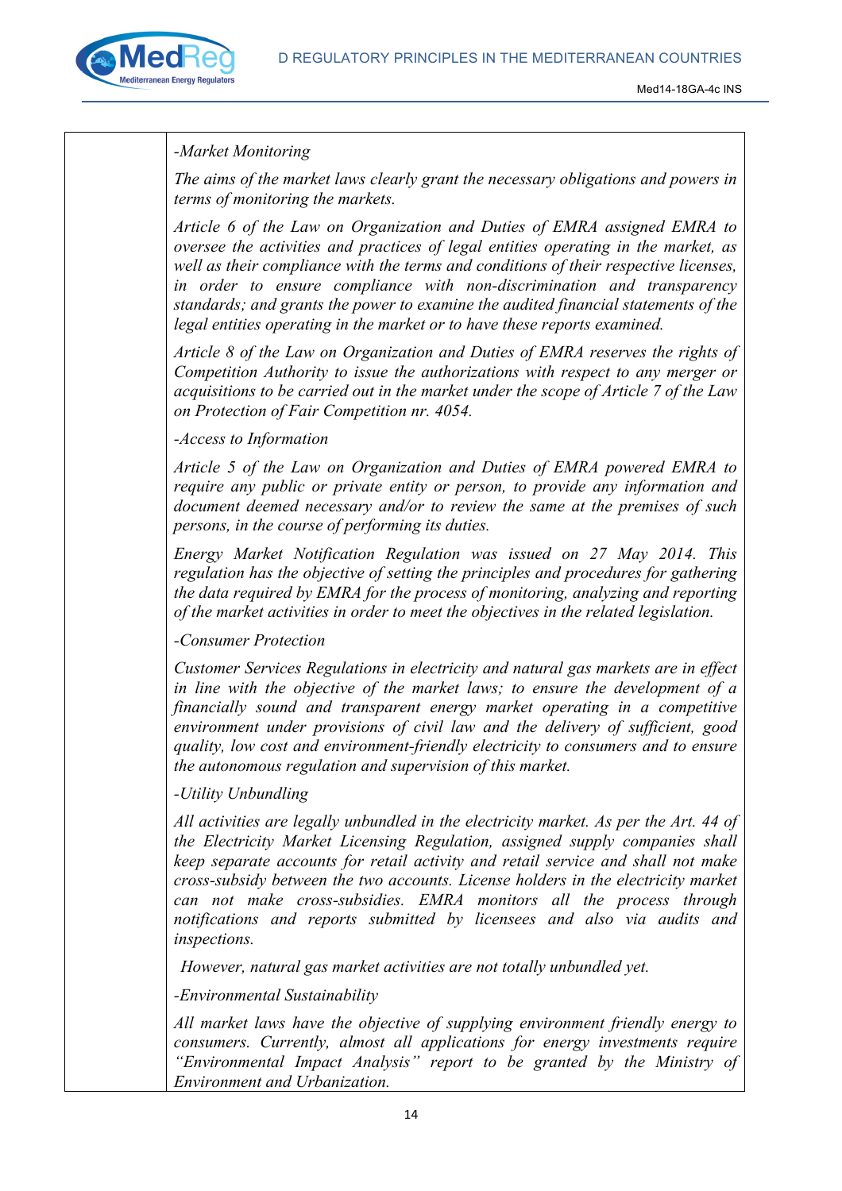| | *-Market Monitoring*<br><br>*The aims of the market laws clearly grant the necessary obligations and powers in terms of monitoring the markets.*<br><br>*Article 6 of the Law on Organization and Duties of EMRA assigned EMRA to oversee the activities and practices of legal entities operating in the market, as well as their compliance with the terms and conditions of their respective licenses, in order to ensure compliance with non-discrimination and transparency standards; and grants the power to examine the audited financial statements of the legal entities operating in the market or to have these reports examined.*<br><br>*Article 8 of the Law on Organization and Duties of EMRA reserves the rights of Competition Authority to issue the authorizations with respect to any merger or acquisitions to be carried out in the market under the scope of Article 7 of the Law on Protection of Fair Competition nr. 4054.*<br><br>*-Access to Information*<br><br>*Article 5 of the Law on Organization and Duties of EMRA powered EMRA to require any public or private entity or person, to provide any information and document deemed necessary and/or to review the same at the premises of such persons, in the course of performing its duties.*<br><br>*Energy Market Notification Regulation was issued on 27 May 2014. This regulation has the objective of setting the principles and procedures for gathering the data required by EMRA for the process of monitoring, analyzing and reporting of the market activities in order to meet the objectives in the related legislation.*<br><br>*-Consumer Protection*<br><br>*Customer Services Regulations in electricity and natural gas markets are in effect in line with the objective of the market laws; to ensure the development of a financially sound and transparent energy market operating in a competitive environment under provisions of civil law and the delivery of sufficient, good quality, low cost and environment-friendly electricity to consumers and to ensure the autonomous regulation and supervision of this market.*<br><br>*-Utility Unbundling*<br><br>*All activities are legally unbundled in the electricity market. As per the Art. 44 of the Electricity Market Licensing Regulation, assigned supply companies shall keep separate accounts for retail activity and retail service and shall not make cross-subsidy between the two accounts. License holders in the electricity market can not make cross-subsidies. EMRA monitors all the process through notifications and reports submitted by licensees and also via audits and inspections.*<br><br>*However, natural gas market activities are not totally unbundled yet.*<br><br>*-Environmental Sustainability*<br><br>*All market laws have the objective of supplying environment friendly energy to consumers. Currently, almost all applications for energy investments require "Environmental Impact Analysis" report to be granted by the Ministry of Environment and Urbanization.* |
|---|---|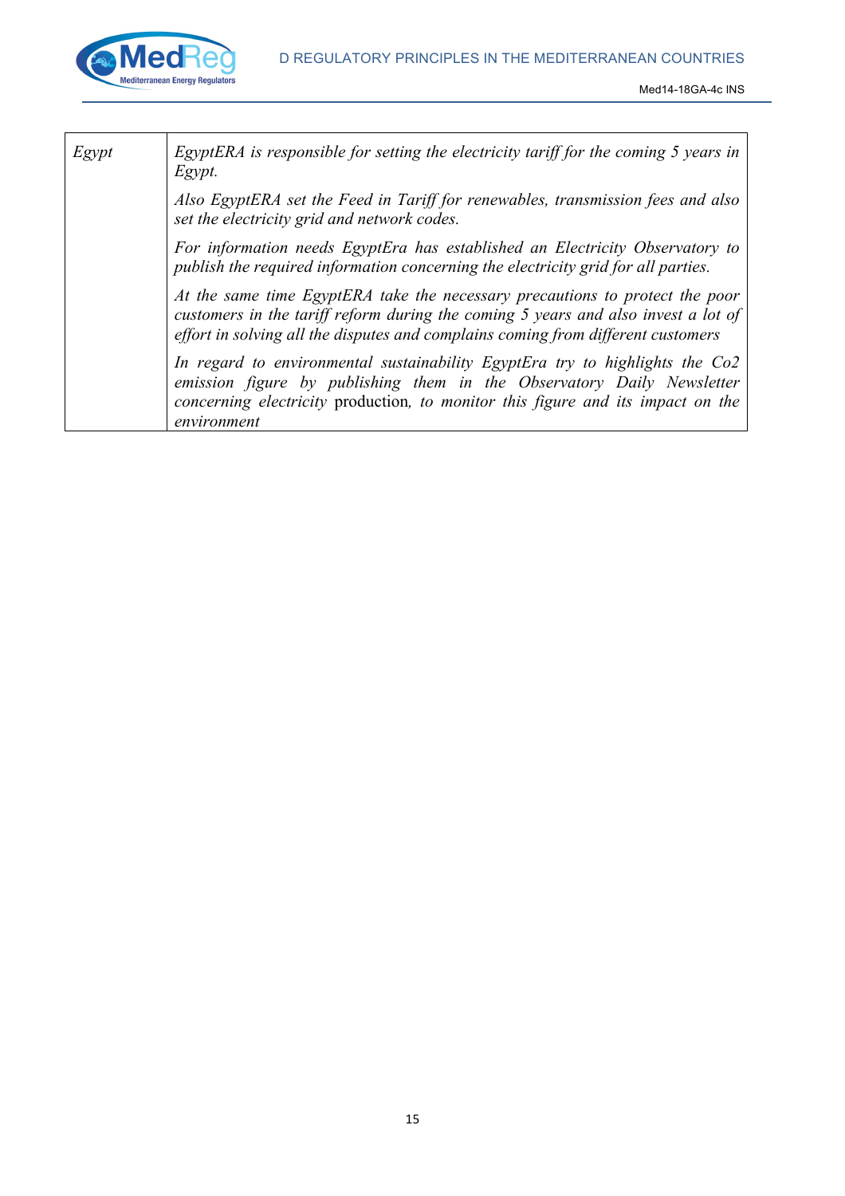| | |
|---|---|
| *Egypt* | *EgyptERA is responsible for setting the electricity tariff for the coming 5 years in Egypt.*<br><br>*Also EgyptERA set the Feed in Tariff for renewables, transmission fees and also set the electricity grid and network codes.*<br><br>*For information needs EgyptEra has established an Electricity Observatory to publish the required information concerning the electricity grid for all parties.*<br><br>*At the same time EgyptERA take the necessary precautions to protect the poor customers in the tariff reform during the coming 5 years and also invest a lot of effort in solving all the disputes and complains coming from different customers*<br><br>*In regard to environmental sustainability EgyptEra try to highlights the Co2 emission figure by publishing them in the Observatory Daily Newsletter concerning electricity* production, *to monitor this figure and its impact on the environment* |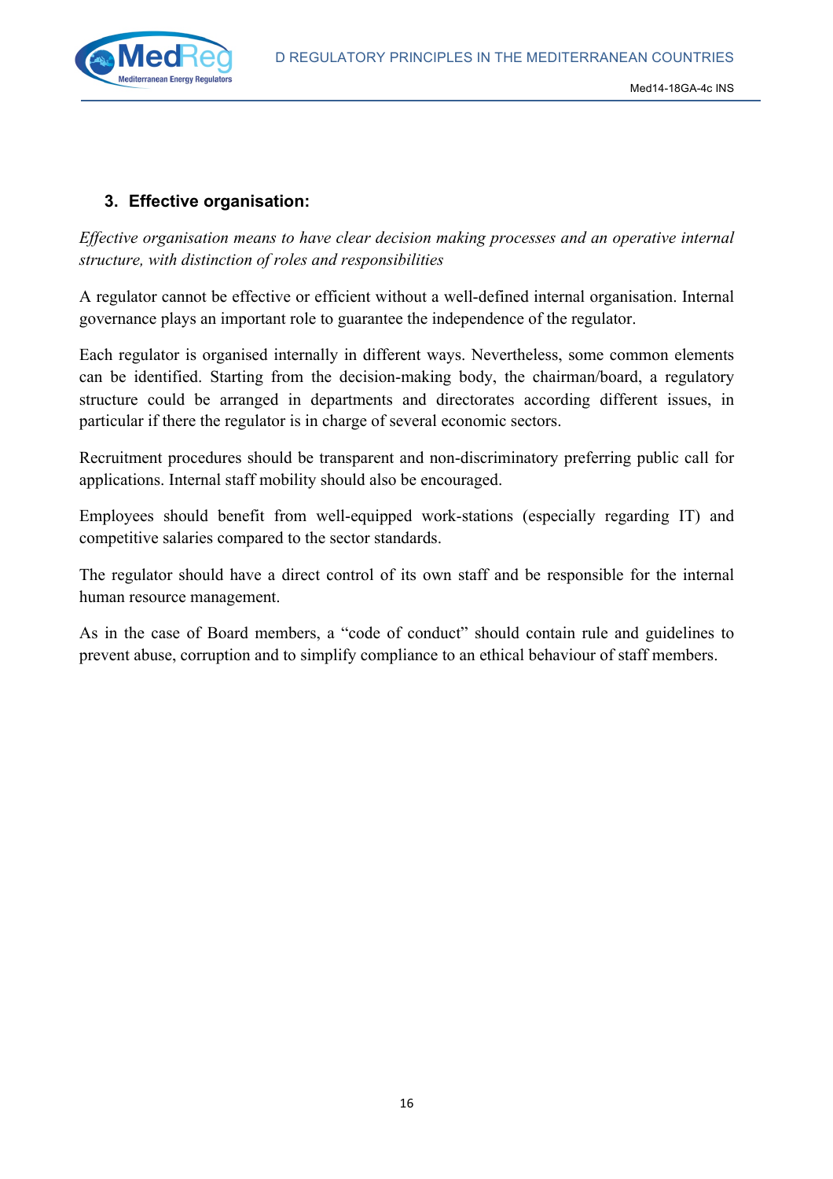### 3. Effective organisation:

*Effective organisation means to have clear decision making processes and an operative internal structure, with distinction of roles and responsibilities*

A regulator cannot be effective or efficient without a well-defined internal organisation. Internal governance plays an important role to guarantee the independence of the regulator.

Each regulator is organised internally in different ways. Nevertheless, some common elements can be identified. Starting from the decision-making body, the chairman/board, a regulatory structure could be arranged in departments and directorates according different issues, in particular if there the regulator is in charge of several economic sectors.

Recruitment procedures should be transparent and non-discriminatory preferring public call for applications. Internal staff mobility should also be encouraged.

Employees should benefit from well-equipped work-stations (especially regarding IT) and competitive salaries compared to the sector standards.

The regulator should have a direct control of its own staff and be responsible for the internal human resource management.

As in the case of Board members, a "code of conduct" should contain rule and guidelines to prevent abuse, corruption and to simplify compliance to an ethical behaviour of staff members.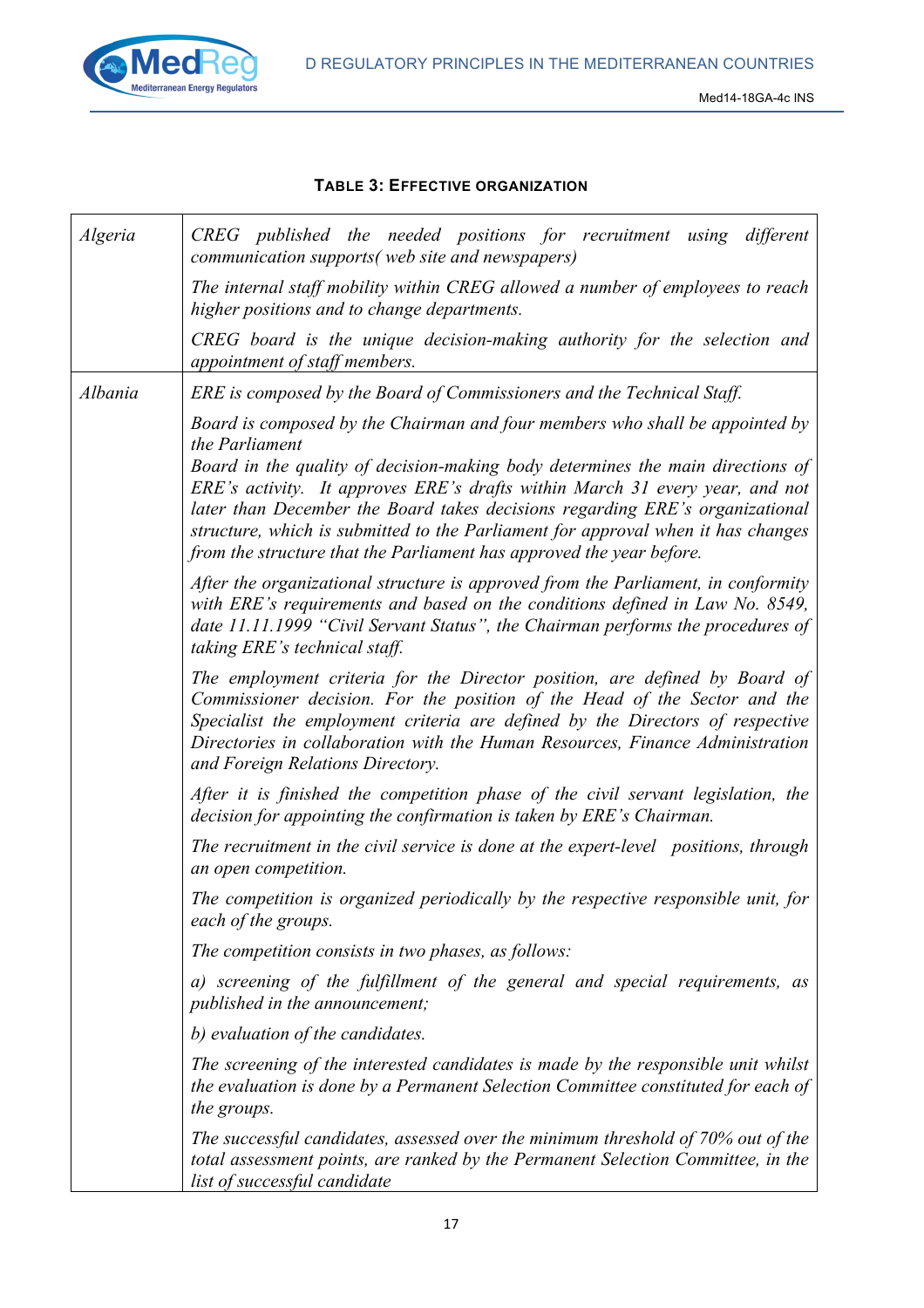**Table 3: Effective organization**

| | |
|---|---|
| *Algeria* | *CREG published the needed positions for recruitment using different communication supports( web site and newspapers)*<br><br>*The internal staff mobility within CREG allowed a number of employees to reach higher positions and to change departments.*<br><br>*CREG board is the unique decision-making authority for the selection and appointment of staff members.* |
| *Albania* | *ERE is composed by the Board of Commissioners and the Technical Staff.*<br><br>*Board is composed by the Chairman and four members who shall be appointed by the Parliament*<br>*Board in the quality of decision-making body determines the main directions of ERE's activity. It approves ERE's drafts within March 31 every year, and not later than December the Board takes decisions regarding ERE's organizational structure, which is submitted to the Parliament for approval when it has changes from the structure that the Parliament has approved the year before.*<br><br>*After the organizational structure is approved from the Parliament, in conformity with ERE's requirements and based on the conditions defined in Law No. 8549, date 11.11.1999 "Civil Servant Status", the Chairman performs the procedures of taking ERE's technical staff.*<br><br>*The employment criteria for the Director position, are defined by Board of Commissioner decision. For the position of the Head of the Sector and the Specialist the employment criteria are defined by the Directors of respective Directories in collaboration with the Human Resources, Finance Administration and Foreign Relations Directory.*<br><br>*After it is finished the competition phase of the civil servant legislation, the decision for appointing the confirmation is taken by ERE's Chairman.*<br><br>*The recruitment in the civil service is done at the expert-level positions, through an open competition.*<br><br>*The competition is organized periodically by the respective responsible unit, for each of the groups.*<br><br>*The competition consists in two phases, as follows:*<br><br>*a) screening of the fulfillment of the general and special requirements, as published in the announcement;*<br><br>*b) evaluation of the candidates.*<br><br>*The screening of the interested candidates is made by the responsible unit whilst the evaluation is done by a Permanent Selection Committee constituted for each of the groups.*<br><br>*The successful candidates, assessed over the minimum threshold of 70% out of the total assessment points, are ranked by the Permanent Selection Committee, in the list of successful candidate* |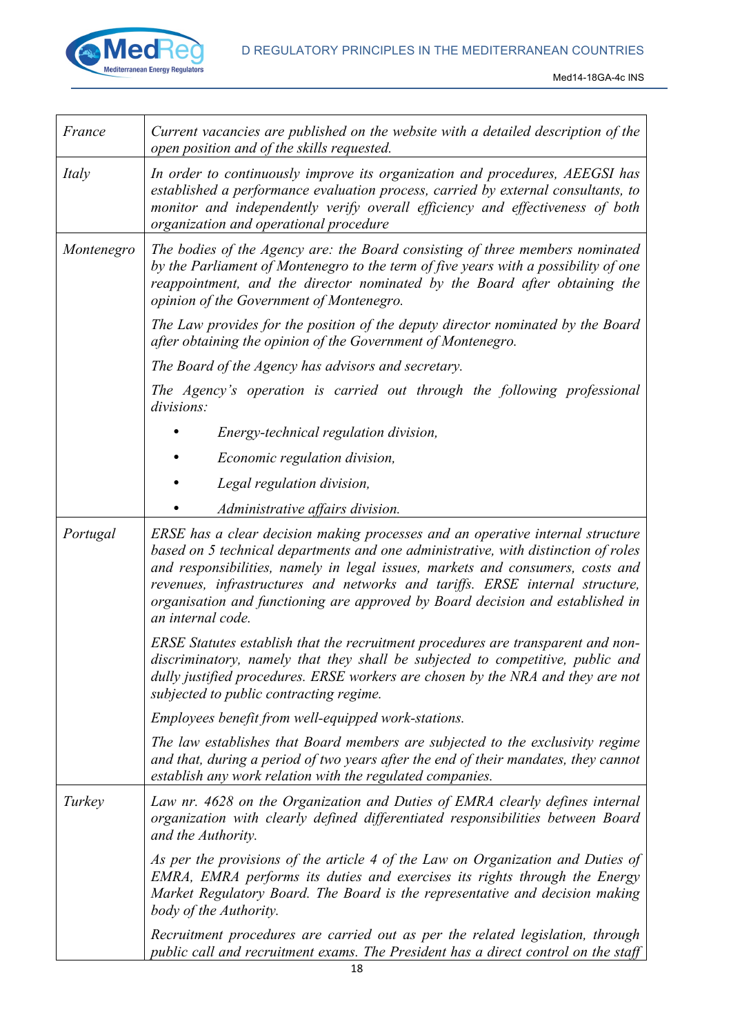| | |
|---|---|
| *France* | *Current vacancies are published on the website with a detailed description of the open position and of the skills requested.* |
| *Italy* | *In order to continuously improve its organization and procedures, AEEGSI has established a performance evaluation process, carried by external consultants, to monitor and independently verify overall efficiency and effectiveness of both organization and operational procedure* |
| *Montenegro* | *The bodies of the Agency are: the Board consisting of three members nominated by the Parliament of Montenegro to the term of five years with a possibility of one reappointment, and the director nominated by the Board after obtaining the opinion of the Government of Montenegro.*<br><br>*The Law provides for the position of the deputy director nominated by the Board after obtaining the opinion of the Government of Montenegro.*<br><br>*The Board of the Agency has advisors and secretary.*<br><br>*The Agency's operation is carried out through the following professional divisions:*<br><br>• *Energy-technical regulation division,*<br>• *Economic regulation division,*<br>• *Legal regulation division,*<br>• *Administrative affairs division.* |
| *Portugal* | *ERSE has a clear decision making processes and an operative internal structure based on 5 technical departments and one administrative, with distinction of roles and responsibilities, namely in legal issues, markets and consumers, costs and revenues, infrastructures and networks and tariffs. ERSE internal structure, organisation and functioning are approved by Board decision and established in an internal code.*<br><br>*ERSE Statutes establish that the recruitment procedures are transparent and non-discriminatory, namely that they shall be subjected to competitive, public and dully justified procedures. ERSE workers are chosen by the NRA and they are not subjected to public contracting regime.*<br><br>*Employees benefit from well-equipped work-stations.*<br><br>*The law establishes that Board members are subjected to the exclusivity regime and that, during a period of two years after the end of their mandates, they cannot establish any work relation with the regulated companies.* |
| *Turkey* | *Law nr. 4628 on the Organization and Duties of EMRA clearly defines internal organization with clearly defined differentiated responsibilities between Board and the Authority.*<br><br>*As per the provisions of the article 4 of the Law on Organization and Duties of EMRA, EMRA performs its duties and exercises its rights through the Energy Market Regulatory Board. The Board is the representative and decision making body of the Authority.*<br><br>*Recruitment procedures are carried out as per the related legislation, through public call and recruitment exams. The President has a direct control on the staff* |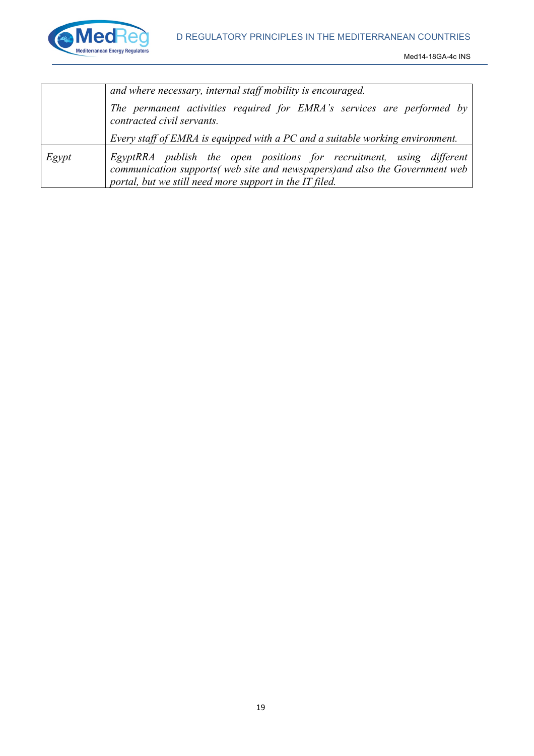| | |
|---|---|
| | *and where necessary, internal staff mobility is encouraged.* <br> *The permanent activities required for EMRA's services are performed by contracted civil servants.* <br> *Every staff of EMRA is equipped with a PC and a suitable working environment.* |
| *Egypt* | *EgyptRRA publish the open positions for recruitment, using different communication supports( web site and newspapers)and also the Government web portal, but we still need more support in the IT filed.* |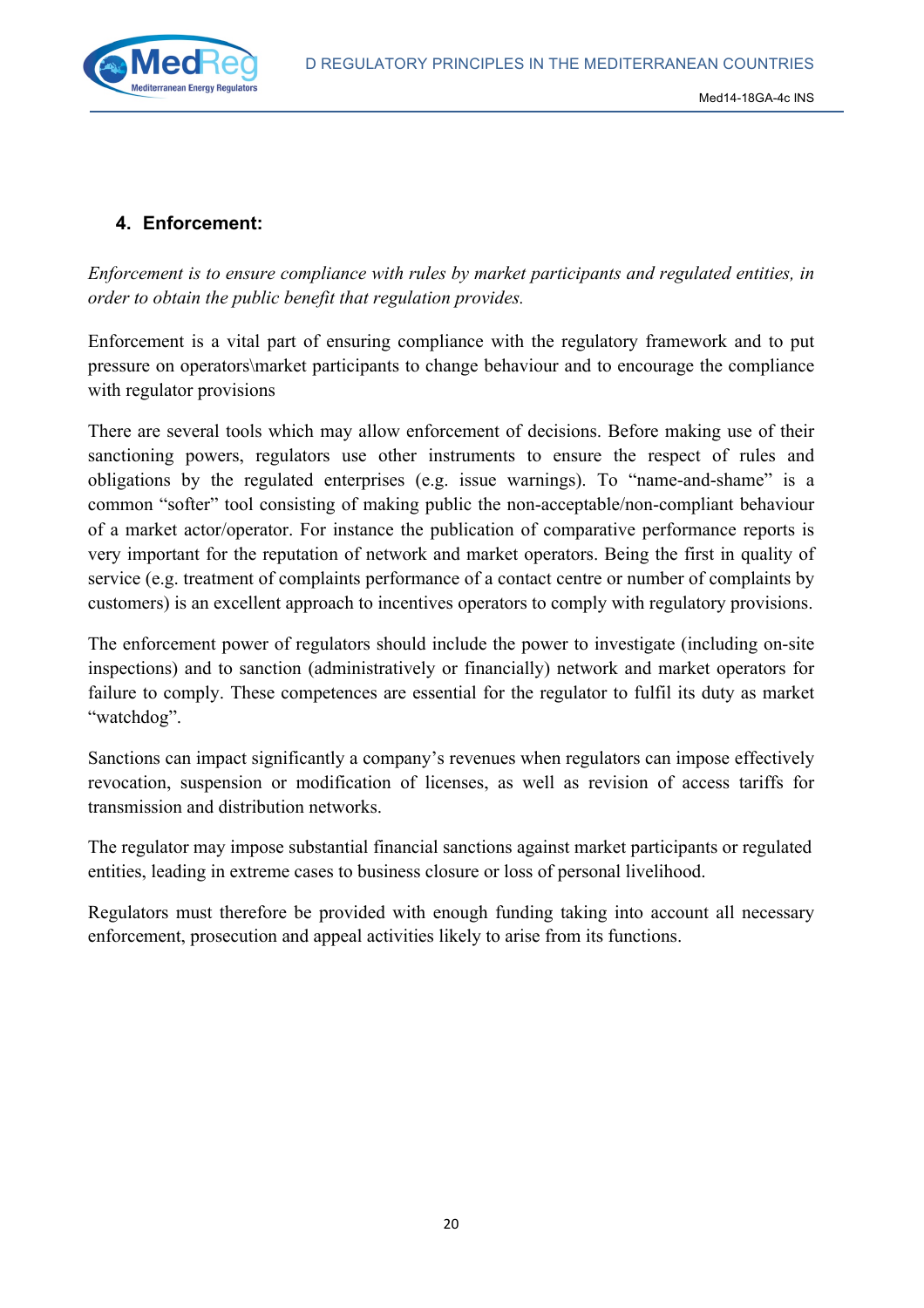## 4. Enforcement:

*Enforcement is to ensure compliance with rules by market participants and regulated entities, in order to obtain the public benefit that regulation provides.*

Enforcement is a vital part of ensuring compliance with the regulatory framework and to put pressure on operators\market participants to change behaviour and to encourage the compliance with regulator provisions

There are several tools which may allow enforcement of decisions. Before making use of their sanctioning powers, regulators use other instruments to ensure the respect of rules and obligations by the regulated enterprises (e.g. issue warnings). To "name-and-shame" is a common "softer" tool consisting of making public the non-acceptable/non-compliant behaviour of a market actor/operator. For instance the publication of comparative performance reports is very important for the reputation of network and market operators. Being the first in quality of service (e.g. treatment of complaints performance of a contact centre or number of complaints by customers) is an excellent approach to incentives operators to comply with regulatory provisions.

The enforcement power of regulators should include the power to investigate (including on-site inspections) and to sanction (administratively or financially) network and market operators for failure to comply. These competences are essential for the regulator to fulfil its duty as market "watchdog".

Sanctions can impact significantly a company's revenues when regulators can impose effectively revocation, suspension or modification of licenses, as well as revision of access tariffs for transmission and distribution networks.

The regulator may impose substantial financial sanctions against market participants or regulated entities, leading in extreme cases to business closure or loss of personal livelihood.

Regulators must therefore be provided with enough funding taking into account all necessary enforcement, prosecution and appeal activities likely to arise from its functions.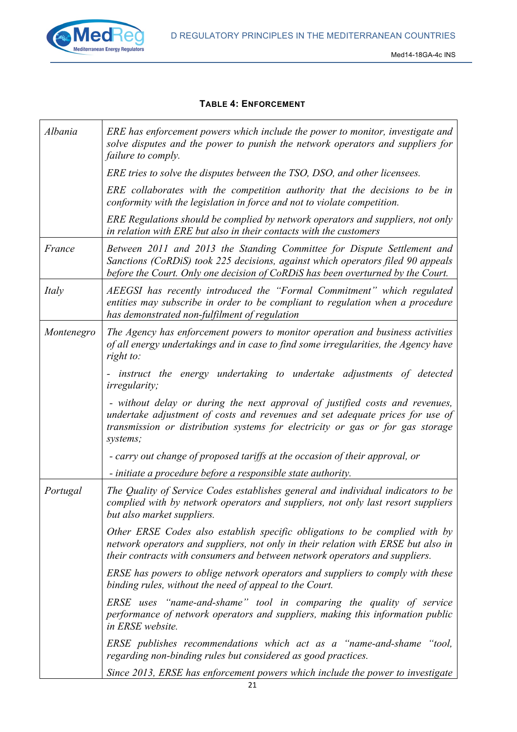**TABLE 4: ENFORCEMENT**

| | |
|---|---|
| *Albania* | *ERE has enforcement powers which include the power to monitor, investigate and solve disputes and the power to punish the network operators and suppliers for failure to comply.*<br><br>*ERE tries to solve the disputes between the TSO, DSO, and other licensees.*<br><br>*ERE collaborates with the competition authority that the decisions to be in conformity with the legislation in force and not to violate competition.*<br><br>*ERE Regulations should be complied by network operators and suppliers, not only in relation with ERE but also in their contacts with the customers* |
| *France* | *Between 2011 and 2013 the Standing Committee for Dispute Settlement and Sanctions (CoRDiS) took 225 decisions, against which operators filed 90 appeals before the Court. Only one decision of CoRDiS has been overturned by the Court.* |
| *Italy* | *AEEGSI has recently introduced the "Formal Commitment" which regulated entities may subscribe in order to be compliant to regulation when a procedure has demonstrated non-fulfilment of regulation* |
| *Montenegro* | *The Agency has enforcement powers to monitor operation and business activities of all energy undertakings and in case to find some irregularities, the Agency have right to:*<br><br>*- instruct the energy undertaking to undertake adjustments of detected irregularity;*<br><br>*- without delay or during the next approval of justified costs and revenues, undertake adjustment of costs and revenues and set adequate prices for use of transmission or distribution systems for electricity or gas or for gas storage systems;*<br><br>*- carry out change of proposed tariffs at the occasion of their approval, or*<br><br>*- initiate a procedure before a responsible state authority.* |
| *Portugal* | *The Quality of Service Codes establishes general and individual indicators to be complied with by network operators and suppliers, not only last resort suppliers but also market suppliers.*<br><br>*Other ERSE Codes also establish specific obligations to be complied with by network operators and suppliers, not only in their relation with ERSE but also in their contracts with consumers and between network operators and suppliers.*<br><br>*ERSE has powers to oblige network operators and suppliers to comply with these binding rules, without the need of appeal to the Court.*<br><br>*ERSE uses "name-and-shame" tool in comparing the quality of service performance of network operators and suppliers, making this information public in ERSE website.*<br><br>*ERSE publishes recommendations which act as a "name-and-shame "tool, regarding non-binding rules but considered as good practices.*<br><br>*Since 2013, ERSE has enforcement powers which include the power to investigate* |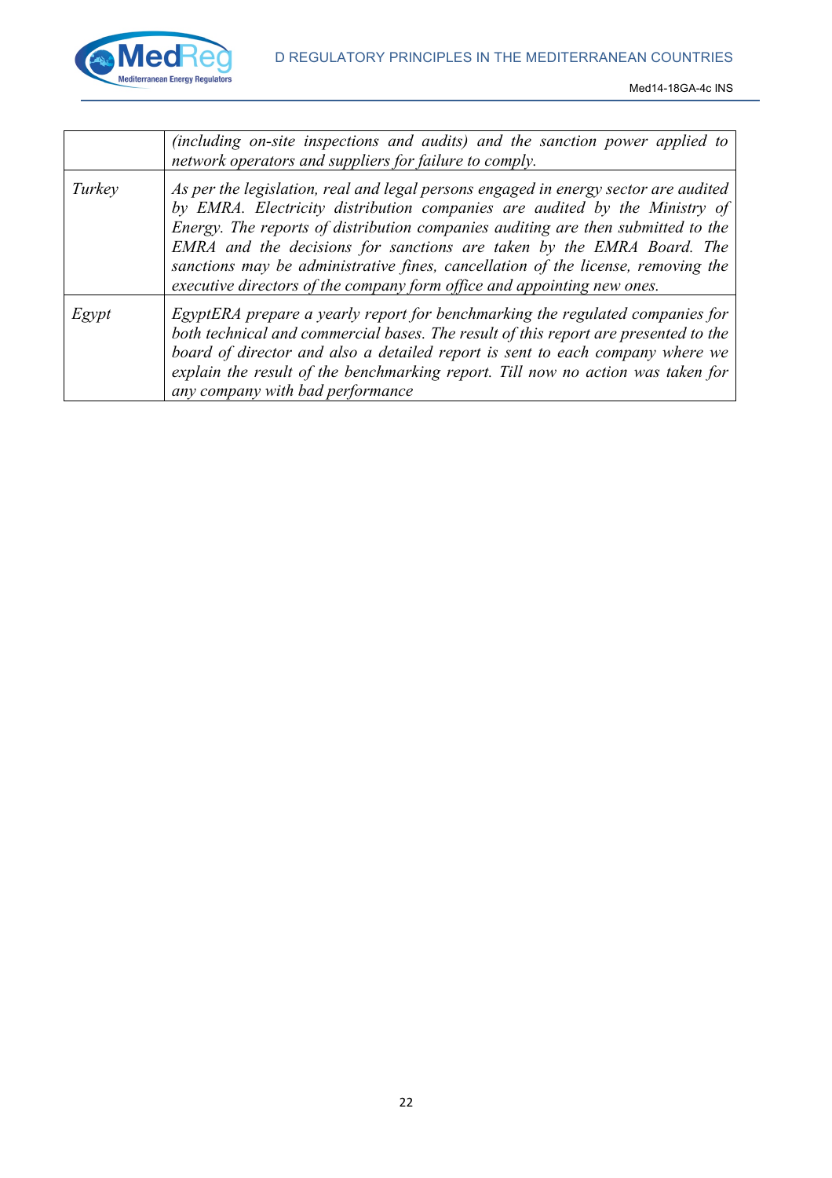|  |  |
|---|---|
|  | *(including on-site inspections and audits) and the sanction power applied to network operators and suppliers for failure to comply.* |
| *Turkey* | *As per the legislation, real and legal persons engaged in energy sector are audited by EMRA. Electricity distribution companies are audited by the Ministry of Energy. The reports of distribution companies auditing are then submitted to the EMRA and the decisions for sanctions are taken by the EMRA Board. The sanctions may be administrative fines, cancellation of the license, removing the executive directors of the company form office and appointing new ones.* |
| *Egypt* | *EgyptERA prepare a yearly report for benchmarking the regulated companies for both technical and commercial bases. The result of this report are presented to the board of director and also a detailed report is sent to each company where we explain the result of the benchmarking report. Till now no action was taken for any company with bad performance* |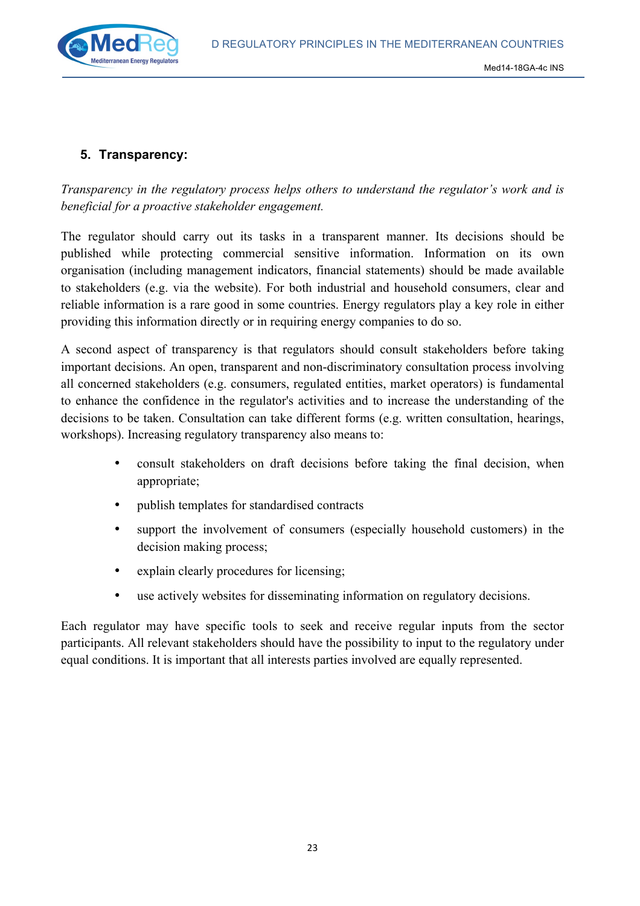## 5. Transparency:

*Transparency in the regulatory process helps others to understand the regulator's work and is beneficial for a proactive stakeholder engagement.*

The regulator should carry out its tasks in a transparent manner. Its decisions should be published while protecting commercial sensitive information. Information on its own organisation (including management indicators, financial statements) should be made available to stakeholders (e.g. via the website). For both industrial and household consumers, clear and reliable information is a rare good in some countries. Energy regulators play a key role in either providing this information directly or in requiring energy companies to do so.

A second aspect of transparency is that regulators should consult stakeholders before taking important decisions. An open, transparent and non-discriminatory consultation process involving all concerned stakeholders (e.g. consumers, regulated entities, market operators) is fundamental to enhance the confidence in the regulator's activities and to increase the understanding of the decisions to be taken. Consultation can take different forms (e.g. written consultation, hearings, workshops). Increasing regulatory transparency also means to:

- consult stakeholders on draft decisions before taking the final decision, when appropriate;
- publish templates for standardised contracts
- support the involvement of consumers (especially household customers) in the decision making process;
- explain clearly procedures for licensing;
- use actively websites for disseminating information on regulatory decisions.

Each regulator may have specific tools to seek and receive regular inputs from the sector participants. All relevant stakeholders should have the possibility to input to the regulatory under equal conditions. It is important that all interests parties involved are equally represented.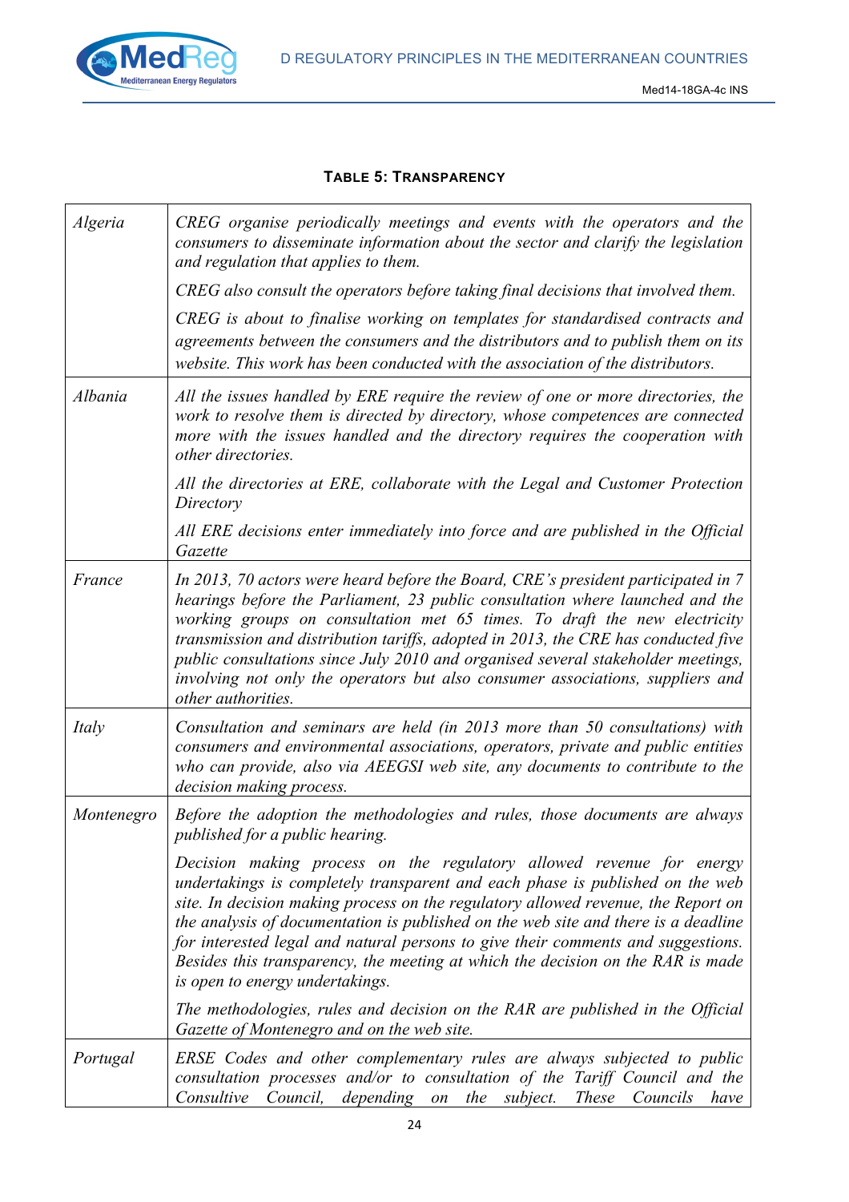**TABLE 5: TRANSPARENCY**

| | |
|---|---|
| *Algeria* | *CREG organise periodically meetings and events with the operators and the consumers to disseminate information about the sector and clarify the legislation and regulation that applies to them.*<br><br>*CREG also consult the operators before taking final decisions that involved them.*<br><br>*CREG is about to finalise working on templates for standardised contracts and agreements between the consumers and the distributors and to publish them on its website. This work has been conducted with the association of the distributors.* |
| *Albania* | *All the issues handled by ERE require the review of one or more directories, the work to resolve them is directed by directory, whose competences are connected more with the issues handled and the directory requires the cooperation with other directories.*<br><br>*All the directories at ERE, collaborate with the Legal and Customer Protection Directory*<br><br>*All ERE decisions enter immediately into force and are published in the Official Gazette* |
| *France* | *In 2013, 70 actors were heard before the Board, CRE's president participated in 7 hearings before the Parliament, 23 public consultation where launched and the working groups on consultation met 65 times. To draft the new electricity transmission and distribution tariffs, adopted in 2013, the CRE has conducted five public consultations since July 2010 and organised several stakeholder meetings, involving not only the operators but also consumer associations, suppliers and other authorities.* |
| *Italy* | *Consultation and seminars are held (in 2013 more than 50 consultations) with consumers and environmental associations, operators, private and public entities who can provide, also via AEEGSI web site, any documents to contribute to the decision making process.* |
| *Montenegro* | *Before the adoption the methodologies and rules, those documents are always published for a public hearing.*<br><br>*Decision making process on the regulatory allowed revenue for energy undertakings is completely transparent and each phase is published on the web site. In decision making process on the regulatory allowed revenue, the Report on the analysis of documentation is published on the web site and there is a deadline for interested legal and natural persons to give their comments and suggestions. Besides this transparency, the meeting at which the decision on the RAR is made is open to energy undertakings.*<br><br>*The methodologies, rules and decision on the RAR are published in the Official Gazette of Montenegro and on the web site.* |
| *Portugal* | *ERSE Codes and other complementary rules are always subjected to public consultation processes and/or to consultation of the Tariff Council and the Consultive Council, depending on the subject. These Councils have* |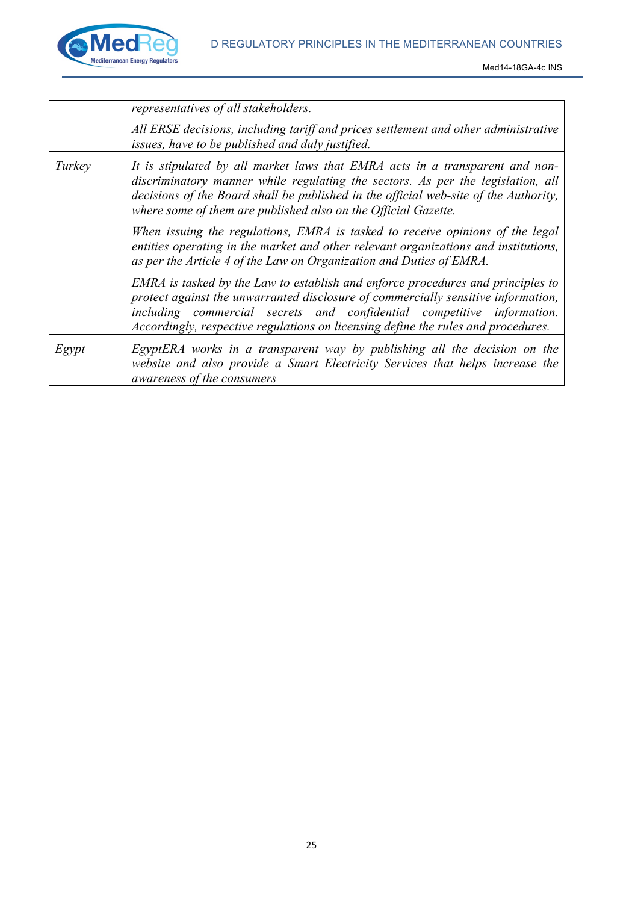|  |  |
|---|---|
|  | *representatives of all stakeholders.*<br><br>*All ERSE decisions, including tariff and prices settlement and other administrative issues, have to be published and duly justified.* |
| *Turkey* | *It is stipulated by all market laws that EMRA acts in a transparent and non-discriminatory manner while regulating the sectors. As per the legislation, all decisions of the Board shall be published in the official web-site of the Authority, where some of them are published also on the Official Gazette.*<br><br>*When issuing the regulations, EMRA is tasked to receive opinions of the legal entities operating in the market and other relevant organizations and institutions, as per the Article 4 of the Law on Organization and Duties of EMRA.*<br><br>*EMRA is tasked by the Law to establish and enforce procedures and principles to protect against the unwarranted disclosure of commercially sensitive information, including commercial secrets and confidential competitive information. Accordingly, respective regulations on licensing define the rules and procedures.* |
| *Egypt* | *EgyptERA works in a transparent way by publishing all the decision on the website and also provide a Smart Electricity Services that helps increase the awareness of the consumers* |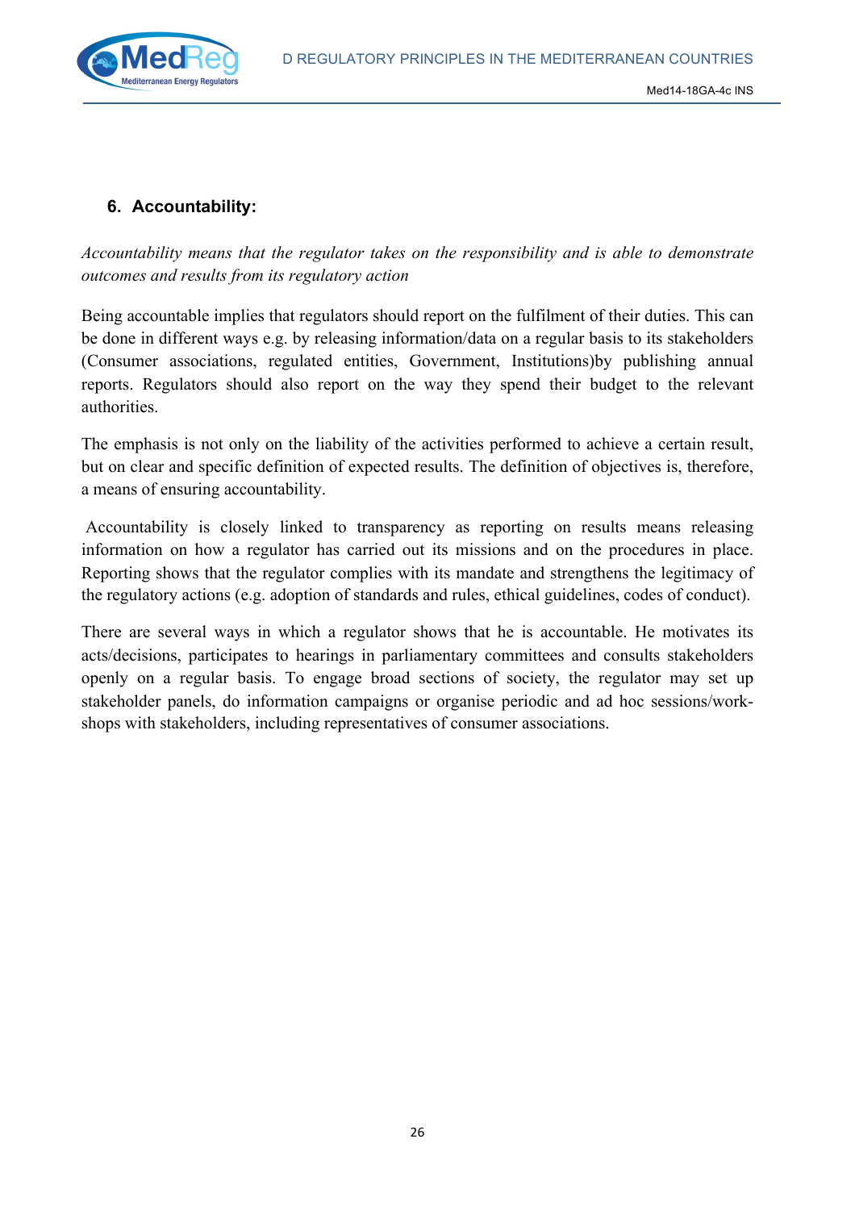### 6. Accountability:

*Accountability means that the regulator takes on the responsibility and is able to demonstrate outcomes and results from its regulatory action*

Being accountable implies that regulators should report on the fulfilment of their duties. This can be done in different ways e.g. by releasing information/data on a regular basis to its stakeholders (Consumer associations, regulated entities, Government, Institutions)by publishing annual reports. Regulators should also report on the way they spend their budget to the relevant authorities.

The emphasis is not only on the liability of the activities performed to achieve a certain result, but on clear and specific definition of expected results. The definition of objectives is, therefore, a means of ensuring accountability.

Accountability is closely linked to transparency as reporting on results means releasing information on how a regulator has carried out its missions and on the procedures in place. Reporting shows that the regulator complies with its mandate and strengthens the legitimacy of the regulatory actions (e.g. adoption of standards and rules, ethical guidelines, codes of conduct).

There are several ways in which a regulator shows that he is accountable. He motivates its acts/decisions, participates to hearings in parliamentary committees and consults stakeholders openly on a regular basis. To engage broad sections of society, the regulator may set up stakeholder panels, do information campaigns or organise periodic and ad hoc sessions/work-shops with stakeholders, including representatives of consumer associations.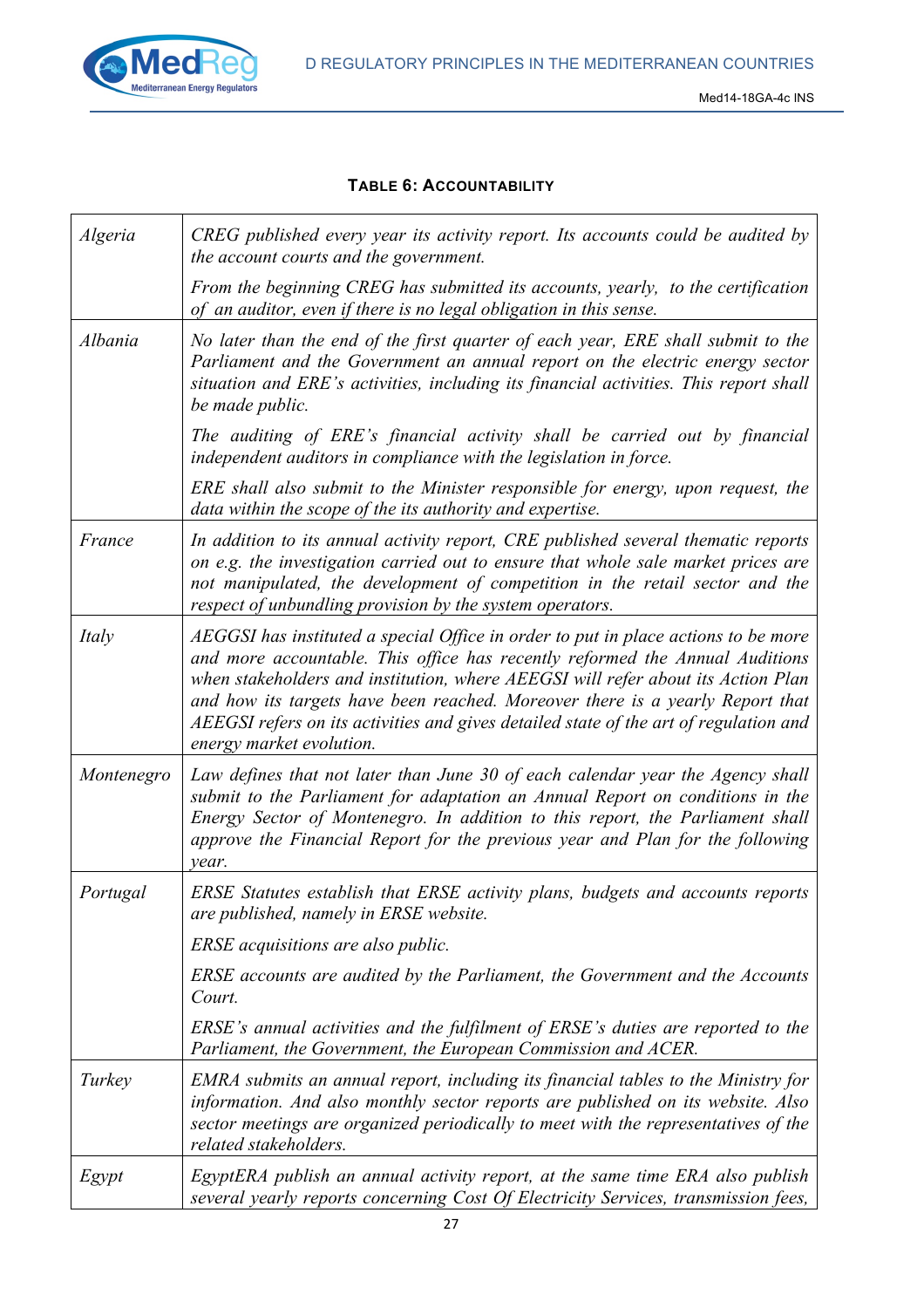**TABLE 6: ACCOUNTABILITY**

| | |
|---|---|
| *Algeria* | *CREG published every year its activity report. Its accounts could be audited by the account courts and the government.*<br><br>*From the beginning CREG has submitted its accounts, yearly, to the certification of an auditor, even if there is no legal obligation in this sense.* |
| *Albania* | *No later than the end of the first quarter of each year, ERE shall submit to the Parliament and the Government an annual report on the electric energy sector situation and ERE's activities, including its financial activities. This report shall be made public.*<br><br>*The auditing of ERE's financial activity shall be carried out by financial independent auditors in compliance with the legislation in force.*<br><br>*ERE shall also submit to the Minister responsible for energy, upon request, the data within the scope of the its authority and expertise.* |
| *France* | *In addition to its annual activity report, CRE published several thematic reports on e.g. the investigation carried out to ensure that whole sale market prices are not manipulated, the development of competition in the retail sector and the respect of unbundling provision by the system operators.* |
| *Italy* | *AEGGSI has instituted a special Office in order to put in place actions to be more and more accountable. This office has recently reformed the Annual Auditions when stakeholders and institution, where AEEGSI will refer about its Action Plan and how its targets have been reached. Moreover there is a yearly Report that AEEGSI refers on its activities and gives detailed state of the art of regulation and energy market evolution.* |
| *Montenegro* | *Law defines that not later than June 30 of each calendar year the Agency shall submit to the Parliament for adaptation an Annual Report on conditions in the Energy Sector of Montenegro. In addition to this report, the Parliament shall approve the Financial Report for the previous year and Plan for the following year.* |
| *Portugal* | *ERSE Statutes establish that ERSE activity plans, budgets and accounts reports are published, namely in ERSE website.*<br><br>*ERSE acquisitions are also public.*<br><br>*ERSE accounts are audited by the Parliament, the Government and the Accounts Court.*<br><br>*ERSE's annual activities and the fulfilment of ERSE's duties are reported to the Parliament, the Government, the European Commission and ACER.* |
| *Turkey* | *EMRA submits an annual report, including its financial tables to the Ministry for information. And also monthly sector reports are published on its website. Also sector meetings are organized periodically to meet with the representatives of the related stakeholders.* |
| *Egypt* | *EgyptERA publish an annual activity report, at the same time ERA also publish several yearly reports concerning Cost Of Electricity Services, transmission fees,* |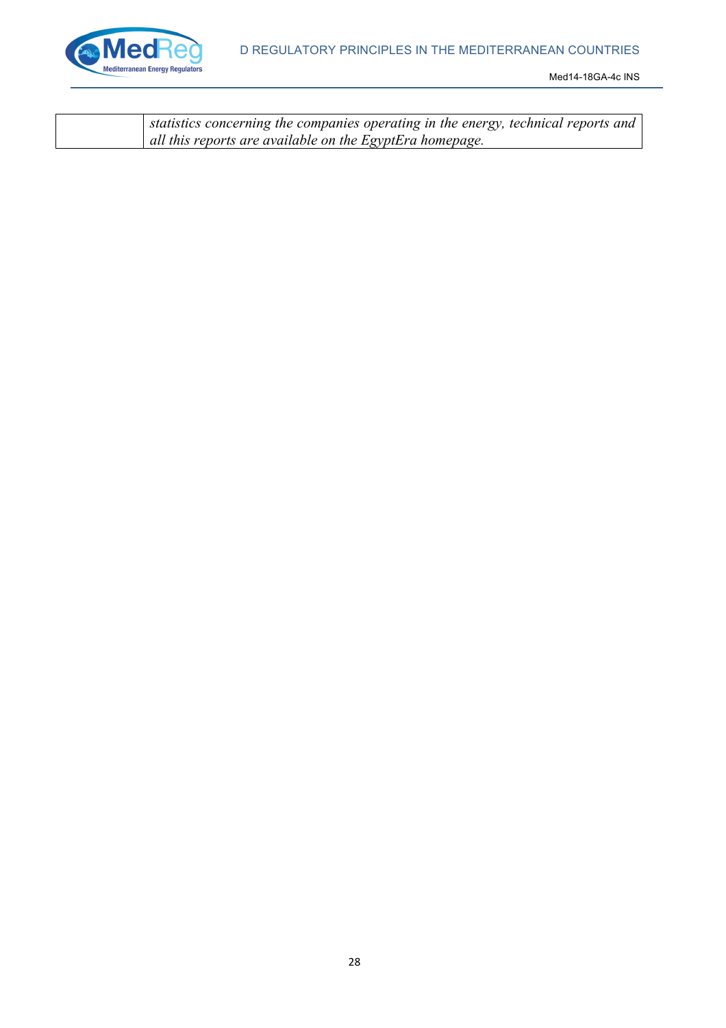|  |  |
|---|---|
|  | *statistics concerning the companies operating in the energy, technical reports and all this reports are available on the EgyptEra homepage.* |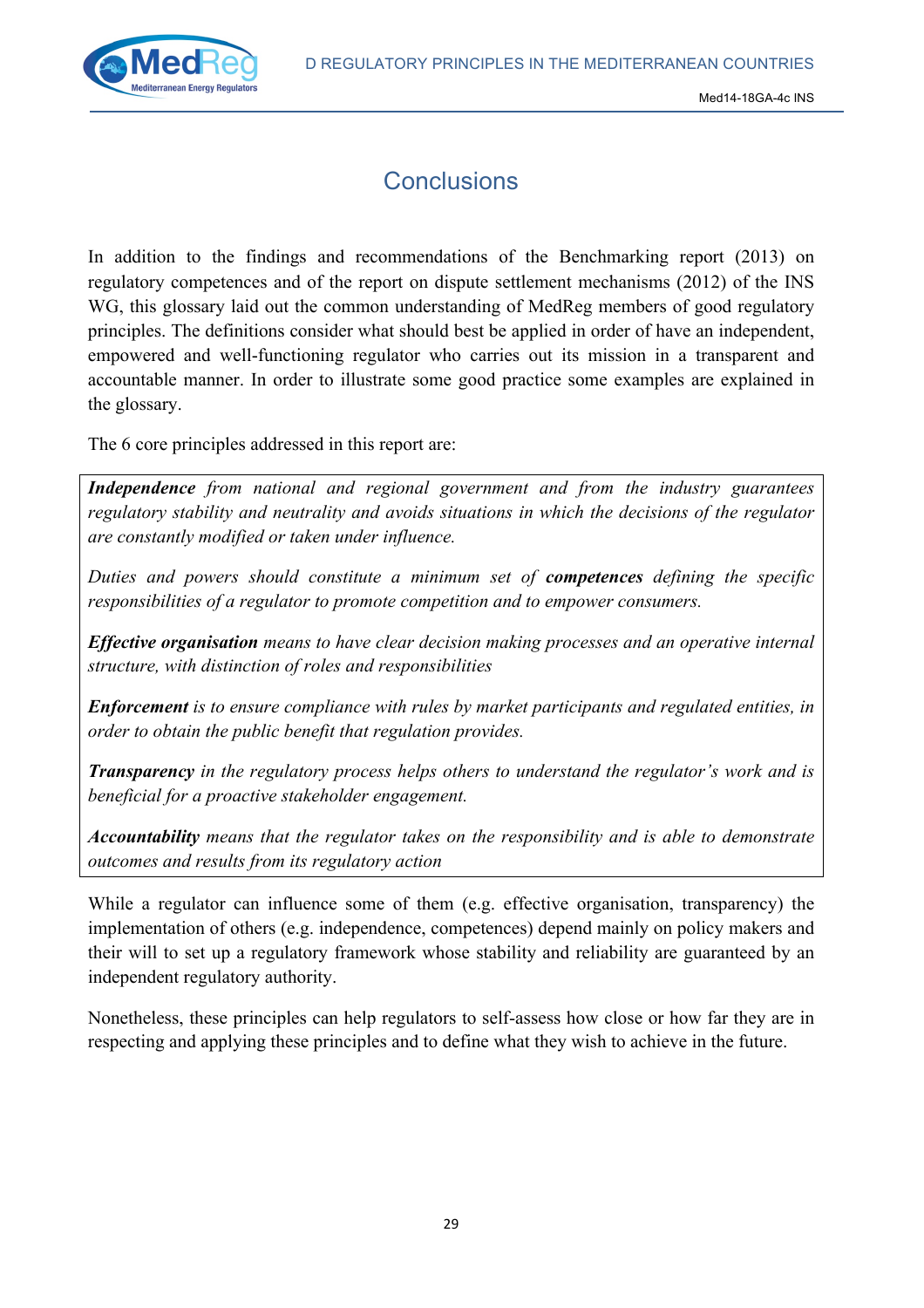# Conclusions

In addition to the findings and recommendations of the Benchmarking report (2013) on regulatory competences and of the report on dispute settlement mechanisms (2012) of the INS WG, this glossary laid out the common understanding of MedReg members of good regulatory principles. The definitions consider what should best be applied in order of have an independent, empowered and well-functioning regulator who carries out its mission in a transparent and accountable manner. In order to illustrate some good practice some examples are explained in the glossary.

The 6 core principles addressed in this report are:

***Independence*** *from national and regional government and from the industry guarantees regulatory stability and neutrality and avoids situations in which the decisions of the regulator are constantly modified or taken under influence.*

*Duties and powers should constitute a minimum set of* ***competences*** *defining the specific responsibilities of a regulator to promote competition and to empower consumers.*

***Effective organisation*** *means to have clear decision making processes and an operative internal structure, with distinction of roles and responsibilities*

***Enforcement*** *is to ensure compliance with rules by market participants and regulated entities, in order to obtain the public benefit that regulation provides.*

***Transparency*** *in the regulatory process helps others to understand the regulator's work and is beneficial for a proactive stakeholder engagement.*

***Accountability*** *means that the regulator takes on the responsibility and is able to demonstrate outcomes and results from its regulatory action*

While a regulator can influence some of them (e.g. effective organisation, transparency) the implementation of others (e.g. independence, competences) depend mainly on policy makers and their will to set up a regulatory framework whose stability and reliability are guaranteed by an independent regulatory authority.

Nonetheless, these principles can help regulators to self-assess how close or how far they are in respecting and applying these principles and to define what they wish to achieve in the future.